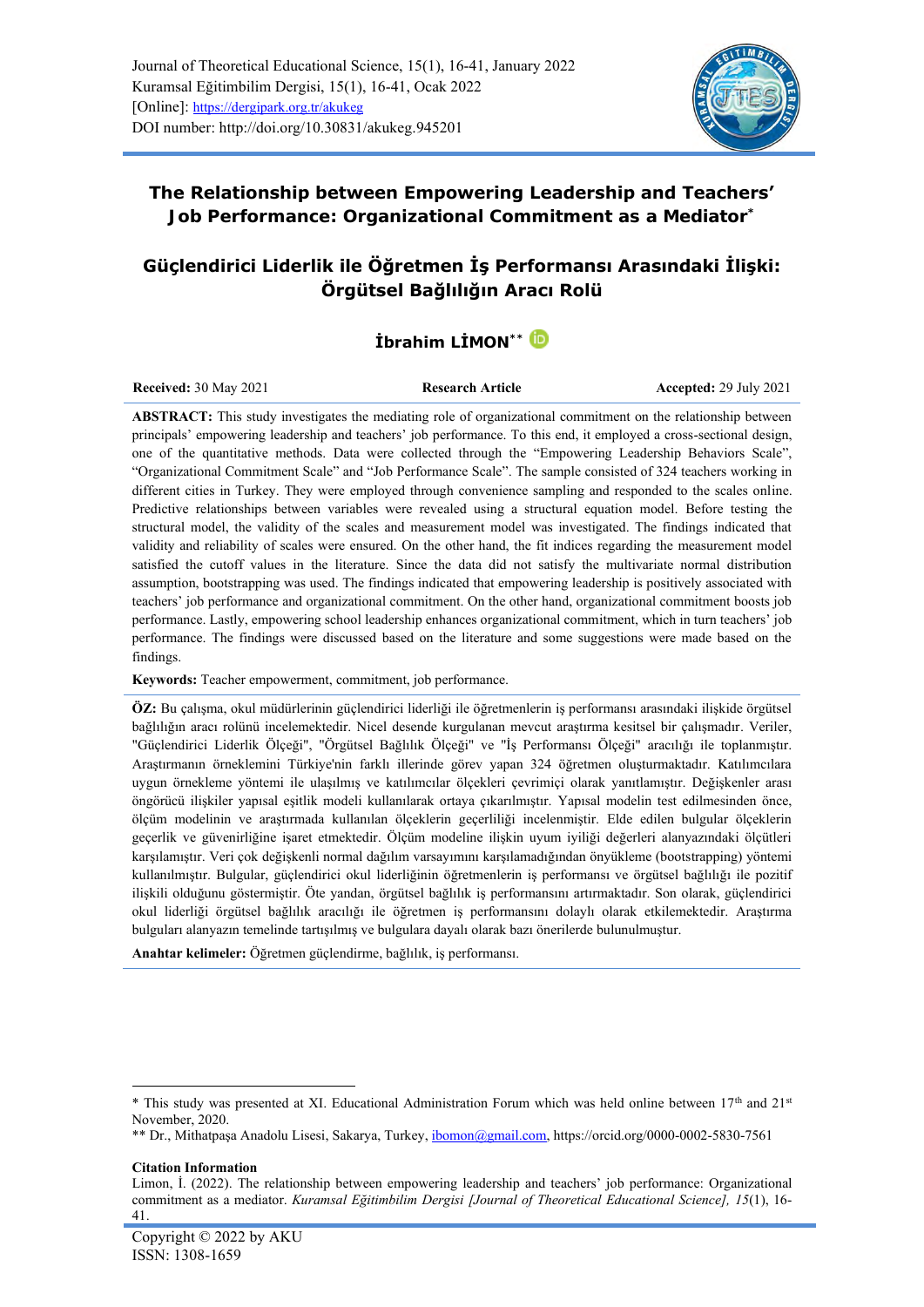Journal of Theoretical Educational Science, 15(1), 16-41, January 2022
Kuramsal Eğitimbilim Dergisi, 15(1), 16-41, Ocak 2022
[Online]: https://dergipark.org.tr/akukeg
DOI number: http://doi.org/10.30831/akukeg.945201

# The Relationship between Empowering Leadership and Teachers' Job Performance: Organizational Commitment as a Mediator*

# Güçlendirici Liderlik ile Öğretmen İş Performansı Arasındaki İlişki: Örgütsel Bağlılığın Aracı Rolü

**İbrahim LİMON****

**Received:** 30 May 2021 | **Research Article** | **Accepted:** 29 July 2021

**ABSTRACT:** This study investigates the mediating role of organizational commitment on the relationship between principals' empowering leadership and teachers' job performance. To this end, it employed a cross-sectional design, one of the quantitative methods. Data were collected through the "Empowering Leadership Behaviors Scale", "Organizational Commitment Scale" and "Job Performance Scale". The sample consisted of 324 teachers working in different cities in Turkey. They were employed through convenience sampling and responded to the scales online. Predictive relationships between variables were revealed using a structural equation model. Before testing the structural model, the validity of the scales and measurement model was investigated. The findings indicated that validity and reliability of scales were ensured. On the other hand, the fit indices regarding the measurement model satisfied the cutoff values in the literature. Since the data did not satisfy the multivariate normal distribution assumption, bootstrapping was used. The findings indicated that empowering leadership is positively associated with teachers' job performance and organizational commitment. On the other hand, organizational commitment boosts job performance. Lastly, empowering school leadership enhances organizational commitment, which in turn teachers' job performance. The findings were discussed based on the literature and some suggestions were made based on the findings.

**Keywords:** Teacher empowerment, commitment, job performance.

**ÖZ:** Bu çalışma, okul müdürlerinin güçlendirici liderliği ile öğretmenlerin iş performansı arasındaki ilişkide örgütsel bağlılığın aracı rolünü incelemektedir. Nicel desende kurgulanan mevcut araştırma kesitsel bir çalışmadır. Veriler, "Güçlendirici Liderlik Ölçeği", "Örgütsel Bağlılık Ölçeği" ve "İş Performansı Ölçeği" aracılığı ile toplanmıştır. Araştırmanın örneklemini Türkiye'nin farklı illerinde görev yapan 324 öğretmen oluşturmaktadır. Katılımcılara uygun örnekleme yöntemi ile ulaşılmış ve katılımcılar ölçekleri çevrimiçi olarak yanıtlamıştır. Değişkenler arası öngörücü ilişkiler yapısal eşitlik modeli kullanılarak ortaya çıkarılmıştır. Yapısal modelin test edilmesinden önce, ölçüm modelinin ve araştırmada kullanılan ölçeklerin geçerliliği incelenmiştir. Elde edilen bulgular ölçeklerin geçerlik ve güvenirliğine işaret etmektedir. Ölçüm modeline ilişkin uyum iyiliği değerleri alanyazındaki ölçütleri karşılamıştır. Veri çok değişkenli normal dağılım varsayımını karşılamadığından önyükleme (bootstrapping) yöntemi kullanılmıştır. Bulgular, güçlendirici okul liderliğinin öğretmenlerin iş performansı ve örgütsel bağlılığı ile pozitif ilişkili olduğunu göstermiştir. Öte yandan, örgütsel bağlılık iş performansını artırmaktadır. Son olarak, güçlendirici okul liderliği örgütsel bağlılık aracılığı ile öğretmen iş performansını dolaylı olarak etkilemektedir. Araştırma bulguları alanyazın temelinde tartışılmış ve bulgulara dayalı olarak bazı önerilerde bulunulmuştur.

**Anahtar kelimeler:** Öğretmen güçlendirme, bağlılık, iş performansı.

---

\* This study was presented at XI. Educational Administration Forum which was held online between 17th and 21st November, 2020.

\** Dr., Mithatpaşa Anadolu Lisesi, Sakarya, Turkey, ibomon@gmail.com, https://orcid.org/0000-0002-5830-7561

**Citation Information**
Limon, İ. (2022). The relationship between empowering leadership and teachers' job performance: Organizational commitment as a mediator. *Kuramsal Eğitimbilim Dergisi [Journal of Theoretical Educational Science], 15*(1), 16-41.

Copyright © 2022 by AKU
ISSN: 1308-1659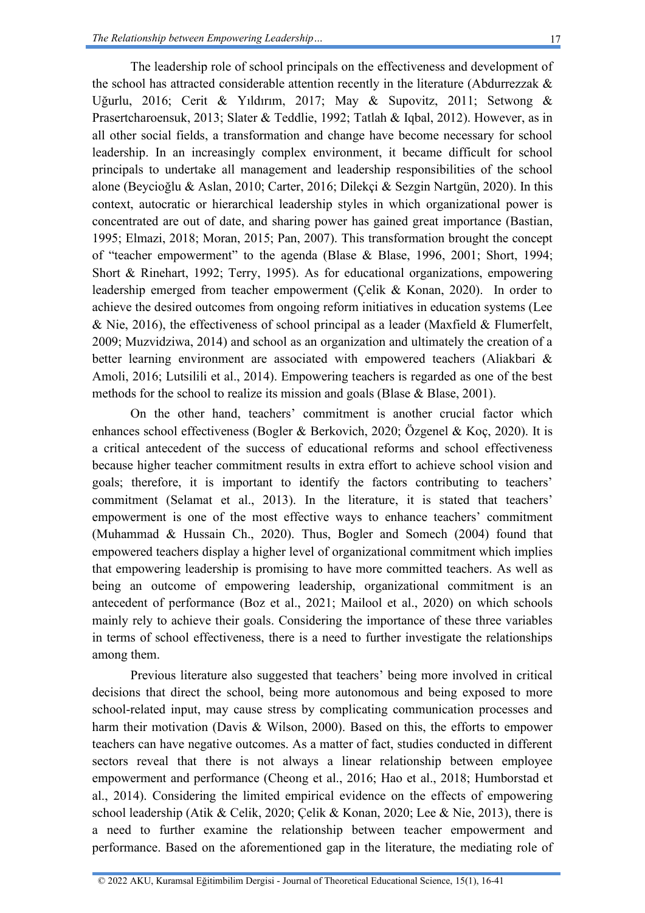The leadership role of school principals on the effectiveness and development of the school has attracted considerable attention recently in the literature (Abdurrezzak & Uğurlu, 2016; Cerit & Yıldırım, 2017; May & Supovitz, 2011; Setwong & Prasertcharoensuk, 2013; Slater & Teddlie, 1992; Tatlah & Iqbal, 2012). However, as in all other social fields, a transformation and change have become necessary for school leadership. In an increasingly complex environment, it became difficult for school principals to undertake all management and leadership responsibilities of the school alone (Beycioğlu & Aslan, 2010; Carter, 2016; Dilekçi & Sezgin Nartgün, 2020). In this context, autocratic or hierarchical leadership styles in which organizational power is concentrated are out of date, and sharing power has gained great importance (Bastian, 1995; Elmazi, 2018; Moran, 2015; Pan, 2007). This transformation brought the concept of "teacher empowerment" to the agenda (Blase & Blase, 1996, 2001; Short, 1994; Short & Rinehart, 1992; Terry, 1995). As for educational organizations, empowering leadership emerged from teacher empowerment (Çelik & Konan, 2020). In order to achieve the desired outcomes from ongoing reform initiatives in education systems (Lee & Nie, 2016), the effectiveness of school principal as a leader (Maxfield & Flumerfelt, 2009; Muzvidziwa, 2014) and school as an organization and ultimately the creation of a better learning environment are associated with empowered teachers (Aliakbari & Amoli, 2016; Lutsilili et al., 2014). Empowering teachers is regarded as one of the best methods for the school to realize its mission and goals (Blase & Blase, 2001).

On the other hand, teachers' commitment is another crucial factor which enhances school effectiveness (Bogler & Berkovich, 2020; Özgenel & Koç, 2020). It is a critical antecedent of the success of educational reforms and school effectiveness because higher teacher commitment results in extra effort to achieve school vision and goals; therefore, it is important to identify the factors contributing to teachers' commitment (Selamat et al., 2013). In the literature, it is stated that teachers' empowerment is one of the most effective ways to enhance teachers' commitment (Muhammad & Hussain Ch., 2020). Thus, Bogler and Somech (2004) found that empowered teachers display a higher level of organizational commitment which implies that empowering leadership is promising to have more committed teachers. As well as being an outcome of empowering leadership, organizational commitment is an antecedent of performance (Boz et al., 2021; Mailool et al., 2020) on which schools mainly rely to achieve their goals. Considering the importance of these three variables in terms of school effectiveness, there is a need to further investigate the relationships among them.

Previous literature also suggested that teachers' being more involved in critical decisions that direct the school, being more autonomous and being exposed to more school-related input, may cause stress by complicating communication processes and harm their motivation (Davis & Wilson, 2000). Based on this, the efforts to empower teachers can have negative outcomes. As a matter of fact, studies conducted in different sectors reveal that there is not always a linear relationship between employee empowerment and performance (Cheong et al., 2016; Hao et al., 2018; Humborstad et al., 2014). Considering the limited empirical evidence on the effects of empowering school leadership (Atik & Celik, 2020; Çelik & Konan, 2020; Lee & Nie, 2013), there is a need to further examine the relationship between teacher empowerment and performance. Based on the aforementioned gap in the literature, the mediating role of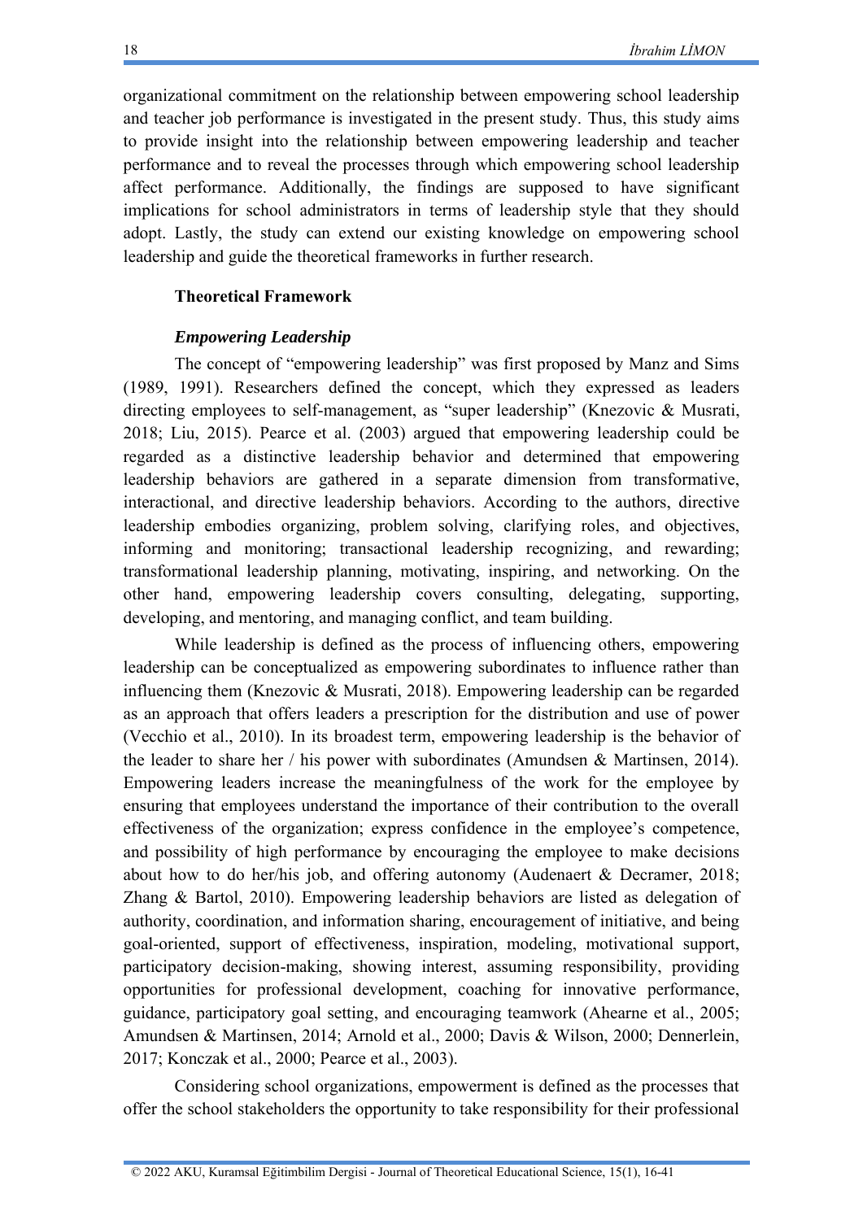organizational commitment on the relationship between empowering school leadership and teacher job performance is investigated in the present study. Thus, this study aims to provide insight into the relationship between empowering leadership and teacher performance and to reveal the processes through which empowering school leadership affect performance. Additionally, the findings are supposed to have significant implications for school administrators in terms of leadership style that they should adopt. Lastly, the study can extend our existing knowledge on empowering school leadership and guide the theoretical frameworks in further research.

## Theoretical Framework

### *Empowering Leadership*

The concept of "empowering leadership" was first proposed by Manz and Sims (1989, 1991). Researchers defined the concept, which they expressed as leaders directing employees to self-management, as "super leadership" (Knezovic & Musrati, 2018; Liu, 2015). Pearce et al. (2003) argued that empowering leadership could be regarded as a distinctive leadership behavior and determined that empowering leadership behaviors are gathered in a separate dimension from transformative, interactional, and directive leadership behaviors. According to the authors, directive leadership embodies organizing, problem solving, clarifying roles, and objectives, informing and monitoring; transactional leadership recognizing, and rewarding; transformational leadership planning, motivating, inspiring, and networking. On the other hand, empowering leadership covers consulting, delegating, supporting, developing, and mentoring, and managing conflict, and team building.

While leadership is defined as the process of influencing others, empowering leadership can be conceptualized as empowering subordinates to influence rather than influencing them (Knezovic & Musrati, 2018). Empowering leadership can be regarded as an approach that offers leaders a prescription for the distribution and use of power (Vecchio et al., 2010). In its broadest term, empowering leadership is the behavior of the leader to share her / his power with subordinates (Amundsen & Martinsen, 2014). Empowering leaders increase the meaningfulness of the work for the employee by ensuring that employees understand the importance of their contribution to the overall effectiveness of the organization; express confidence in the employee's competence, and possibility of high performance by encouraging the employee to make decisions about how to do her/his job, and offering autonomy (Audenaert & Decramer, 2018; Zhang & Bartol, 2010). Empowering leadership behaviors are listed as delegation of authority, coordination, and information sharing, encouragement of initiative, and being goal-oriented, support of effectiveness, inspiration, modeling, motivational support, participatory decision-making, showing interest, assuming responsibility, providing opportunities for professional development, coaching for innovative performance, guidance, participatory goal setting, and encouraging teamwork (Ahearne et al., 2005; Amundsen & Martinsen, 2014; Arnold et al., 2000; Davis & Wilson, 2000; Dennerlein, 2017; Konczak et al., 2000; Pearce et al., 2003).

Considering school organizations, empowerment is defined as the processes that offer the school stakeholders the opportunity to take responsibility for their professional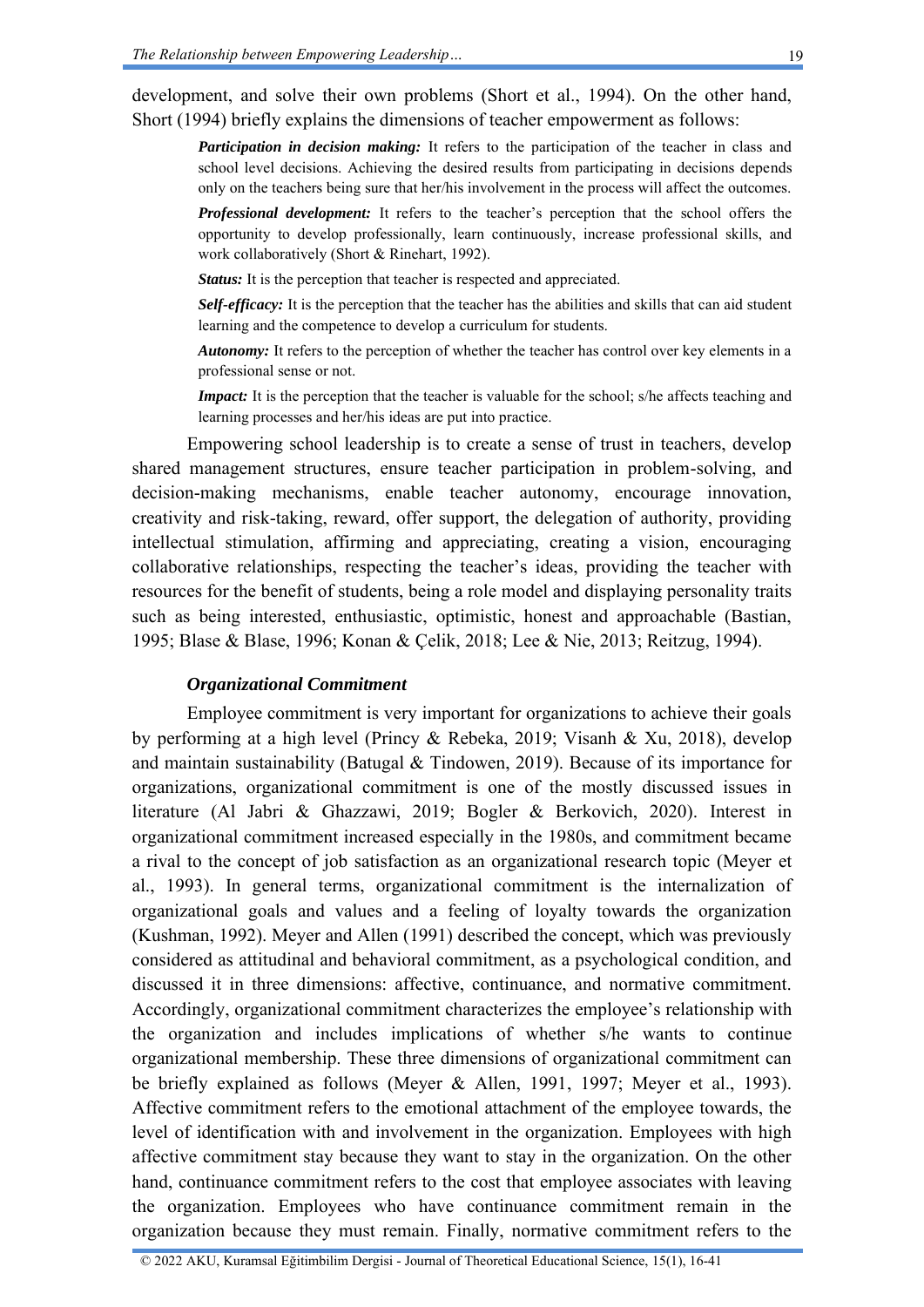development, and solve their own problems (Short et al., 1994). On the other hand, Short (1994) briefly explains the dimensions of teacher empowerment as follows:

> ***Participation in decision making:*** It refers to the participation of the teacher in class and school level decisions. Achieving the desired results from participating in decisions depends only on the teachers being sure that her/his involvement in the process will affect the outcomes.
>
> ***Professional development:*** It refers to the teacher's perception that the school offers the opportunity to develop professionally, learn continuously, increase professional skills, and work collaboratively (Short & Rinehart, 1992).
>
> ***Status:*** It is the perception that teacher is respected and appreciated.
>
> ***Self-efficacy:*** It is the perception that the teacher has the abilities and skills that can aid student learning and the competence to develop a curriculum for students.
>
> ***Autonomy:*** It refers to the perception of whether the teacher has control over key elements in a professional sense or not.
>
> ***Impact:*** It is the perception that the teacher is valuable for the school; s/he affects teaching and learning processes and her/his ideas are put into practice.

Empowering school leadership is to create a sense of trust in teachers, develop shared management structures, ensure teacher participation in problem-solving, and decision-making mechanisms, enable teacher autonomy, encourage innovation, creativity and risk-taking, reward, offer support, the delegation of authority, providing intellectual stimulation, affirming and appreciating, creating a vision, encouraging collaborative relationships, respecting the teacher's ideas, providing the teacher with resources for the benefit of students, being a role model and displaying personality traits such as being interested, enthusiastic, optimistic, honest and approachable (Bastian, 1995; Blase & Blase, 1996; Konan & Çelik, 2018; Lee & Nie, 2013; Reitzug, 1994).

### *Organizational Commitment*

Employee commitment is very important for organizations to achieve their goals by performing at a high level (Princy & Rebeka, 2019; Visanh & Xu, 2018), develop and maintain sustainability (Batugal & Tindowen, 2019). Because of its importance for organizations, organizational commitment is one of the mostly discussed issues in literature (Al Jabri & Ghazzawi, 2019; Bogler & Berkovich, 2020). Interest in organizational commitment increased especially in the 1980s, and commitment became a rival to the concept of job satisfaction as an organizational research topic (Meyer et al., 1993). In general terms, organizational commitment is the internalization of organizational goals and values and a feeling of loyalty towards the organization (Kushman, 1992). Meyer and Allen (1991) described the concept, which was previously considered as attitudinal and behavioral commitment, as a psychological condition, and discussed it in three dimensions: affective, continuance, and normative commitment. Accordingly, organizational commitment characterizes the employee's relationship with the organization and includes implications of whether s/he wants to continue organizational membership. These three dimensions of organizational commitment can be briefly explained as follows (Meyer & Allen, 1991, 1997; Meyer et al., 1993). Affective commitment refers to the emotional attachment of the employee towards, the level of identification with and involvement in the organization. Employees with high affective commitment stay because they want to stay in the organization. On the other hand, continuance commitment refers to the cost that employee associates with leaving the organization. Employees who have continuance commitment remain in the organization because they must remain. Finally, normative commitment refers to the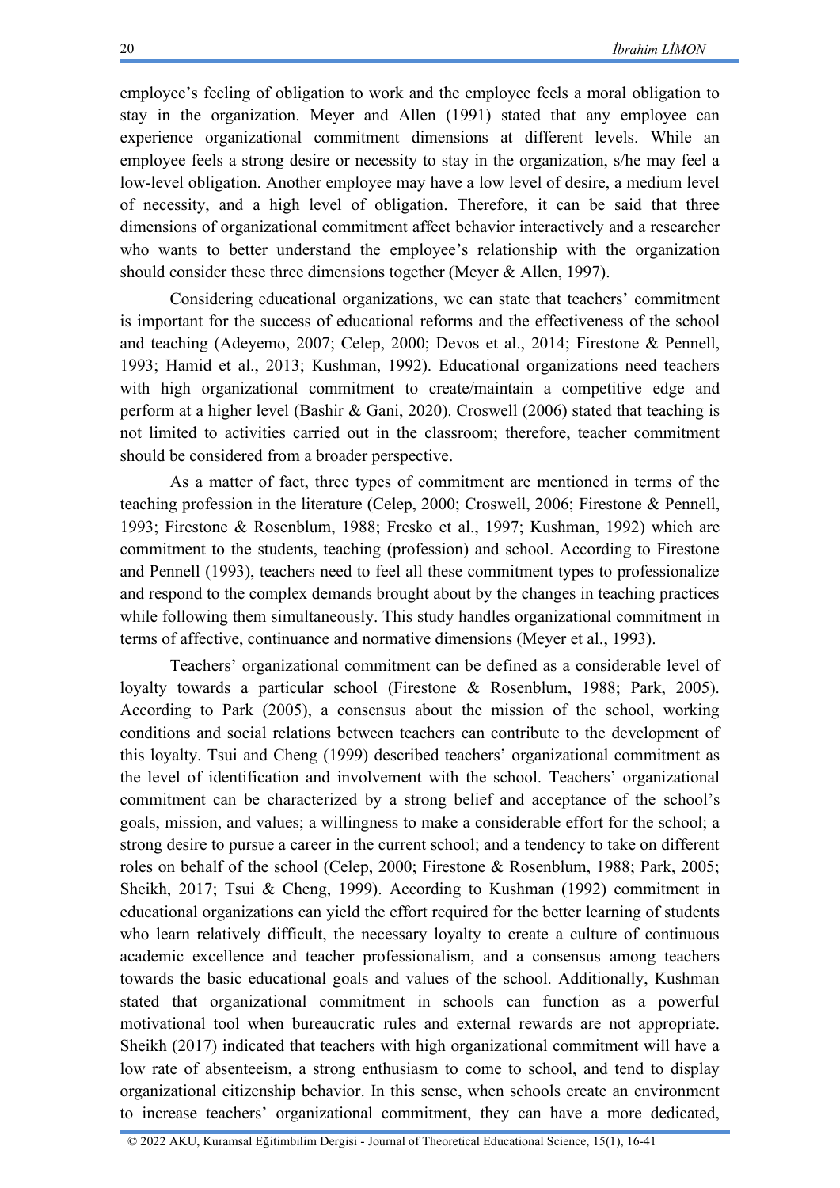employee's feeling of obligation to work and the employee feels a moral obligation to stay in the organization. Meyer and Allen (1991) stated that any employee can experience organizational commitment dimensions at different levels. While an employee feels a strong desire or necessity to stay in the organization, s/he may feel a low-level obligation. Another employee may have a low level of desire, a medium level of necessity, and a high level of obligation. Therefore, it can be said that three dimensions of organizational commitment affect behavior interactively and a researcher who wants to better understand the employee's relationship with the organization should consider these three dimensions together (Meyer & Allen, 1997).

Considering educational organizations, we can state that teachers' commitment is important for the success of educational reforms and the effectiveness of the school and teaching (Adeyemo, 2007; Celep, 2000; Devos et al., 2014; Firestone & Pennell, 1993; Hamid et al., 2013; Kushman, 1992). Educational organizations need teachers with high organizational commitment to create/maintain a competitive edge and perform at a higher level (Bashir & Gani, 2020). Croswell (2006) stated that teaching is not limited to activities carried out in the classroom; therefore, teacher commitment should be considered from a broader perspective.

As a matter of fact, three types of commitment are mentioned in terms of the teaching profession in the literature (Celep, 2000; Croswell, 2006; Firestone & Pennell, 1993; Firestone & Rosenblum, 1988; Fresko et al., 1997; Kushman, 1992) which are commitment to the students, teaching (profession) and school. According to Firestone and Pennell (1993), teachers need to feel all these commitment types to professionalize and respond to the complex demands brought about by the changes in teaching practices while following them simultaneously. This study handles organizational commitment in terms of affective, continuance and normative dimensions (Meyer et al., 1993).

Teachers' organizational commitment can be defined as a considerable level of loyalty towards a particular school (Firestone & Rosenblum, 1988; Park, 2005). According to Park (2005), a consensus about the mission of the school, working conditions and social relations between teachers can contribute to the development of this loyalty. Tsui and Cheng (1999) described teachers' organizational commitment as the level of identification and involvement with the school. Teachers' organizational commitment can be characterized by a strong belief and acceptance of the school's goals, mission, and values; a willingness to make a considerable effort for the school; a strong desire to pursue a career in the current school; and a tendency to take on different roles on behalf of the school (Celep, 2000; Firestone & Rosenblum, 1988; Park, 2005; Sheikh, 2017; Tsui & Cheng, 1999). According to Kushman (1992) commitment in educational organizations can yield the effort required for the better learning of students who learn relatively difficult, the necessary loyalty to create a culture of continuous academic excellence and teacher professionalism, and a consensus among teachers towards the basic educational goals and values of the school. Additionally, Kushman stated that organizational commitment in schools can function as a powerful motivational tool when bureaucratic rules and external rewards are not appropriate. Sheikh (2017) indicated that teachers with high organizational commitment will have a low rate of absenteeism, a strong enthusiasm to come to school, and tend to display organizational citizenship behavior. In this sense, when schools create an environment to increase teachers' organizational commitment, they can have a more dedicated,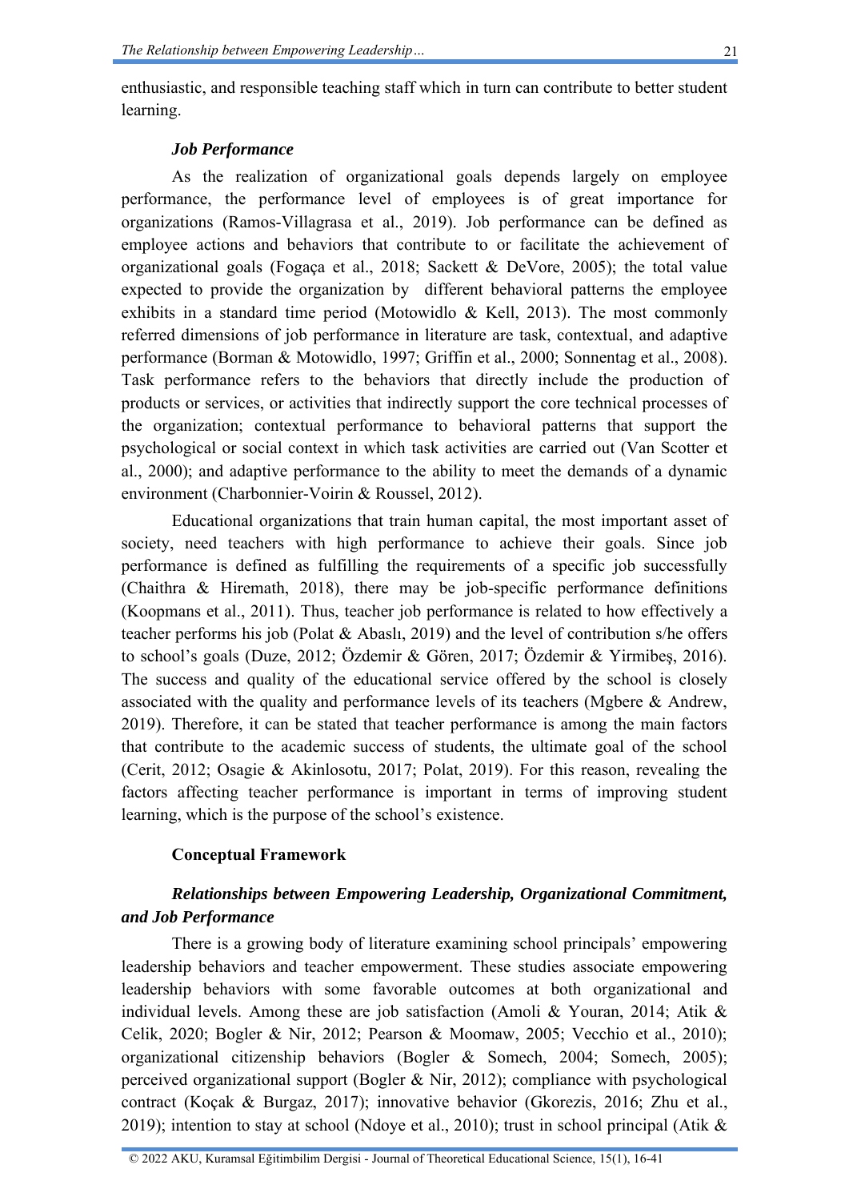enthusiastic, and responsible teaching staff which in turn can contribute to better student learning.

### *Job Performance*

As the realization of organizational goals depends largely on employee performance, the performance level of employees is of great importance for organizations (Ramos-Villagrasa et al., 2019). Job performance can be defined as employee actions and behaviors that contribute to or facilitate the achievement of organizational goals (Fogaça et al., 2018; Sackett & DeVore, 2005); the total value expected to provide the organization by different behavioral patterns the employee exhibits in a standard time period (Motowidlo & Kell, 2013). The most commonly referred dimensions of job performance in literature are task, contextual, and adaptive performance (Borman & Motowidlo, 1997; Griffin et al., 2000; Sonnentag et al., 2008). Task performance refers to the behaviors that directly include the production of products or services, or activities that indirectly support the core technical processes of the organization; contextual performance to behavioral patterns that support the psychological or social context in which task activities are carried out (Van Scotter et al., 2000); and adaptive performance to the ability to meet the demands of a dynamic environment (Charbonnier-Voirin & Roussel, 2012).

Educational organizations that train human capital, the most important asset of society, need teachers with high performance to achieve their goals. Since job performance is defined as fulfilling the requirements of a specific job successfully (Chaithra & Hiremath, 2018), there may be job-specific performance definitions (Koopmans et al., 2011). Thus, teacher job performance is related to how effectively a teacher performs his job (Polat & Abaslı, 2019) and the level of contribution s/he offers to school's goals (Duze, 2012; Özdemir & Gören, 2017; Özdemir & Yirmibeş, 2016). The success and quality of the educational service offered by the school is closely associated with the quality and performance levels of its teachers (Mgbere & Andrew, 2019). Therefore, it can be stated that teacher performance is among the main factors that contribute to the academic success of students, the ultimate goal of the school (Cerit, 2012; Osagie & Akinlosotu, 2017; Polat, 2019). For this reason, revealing the factors affecting teacher performance is important in terms of improving student learning, which is the purpose of the school's existence.

## Conceptual Framework

### *Relationships between Empowering Leadership, Organizational Commitment, and Job Performance*

There is a growing body of literature examining school principals' empowering leadership behaviors and teacher empowerment. These studies associate empowering leadership behaviors with some favorable outcomes at both organizational and individual levels. Among these are job satisfaction (Amoli & Youran, 2014; Atik & Celik, 2020; Bogler & Nir, 2012; Pearson & Moomaw, 2005; Vecchio et al., 2010); organizational citizenship behaviors (Bogler & Somech, 2004; Somech, 2005); perceived organizational support (Bogler & Nir, 2012); compliance with psychological contract (Koçak & Burgaz, 2017); innovative behavior (Gkorezis, 2016; Zhu et al., 2019); intention to stay at school (Ndoye et al., 2010); trust in school principal (Atik &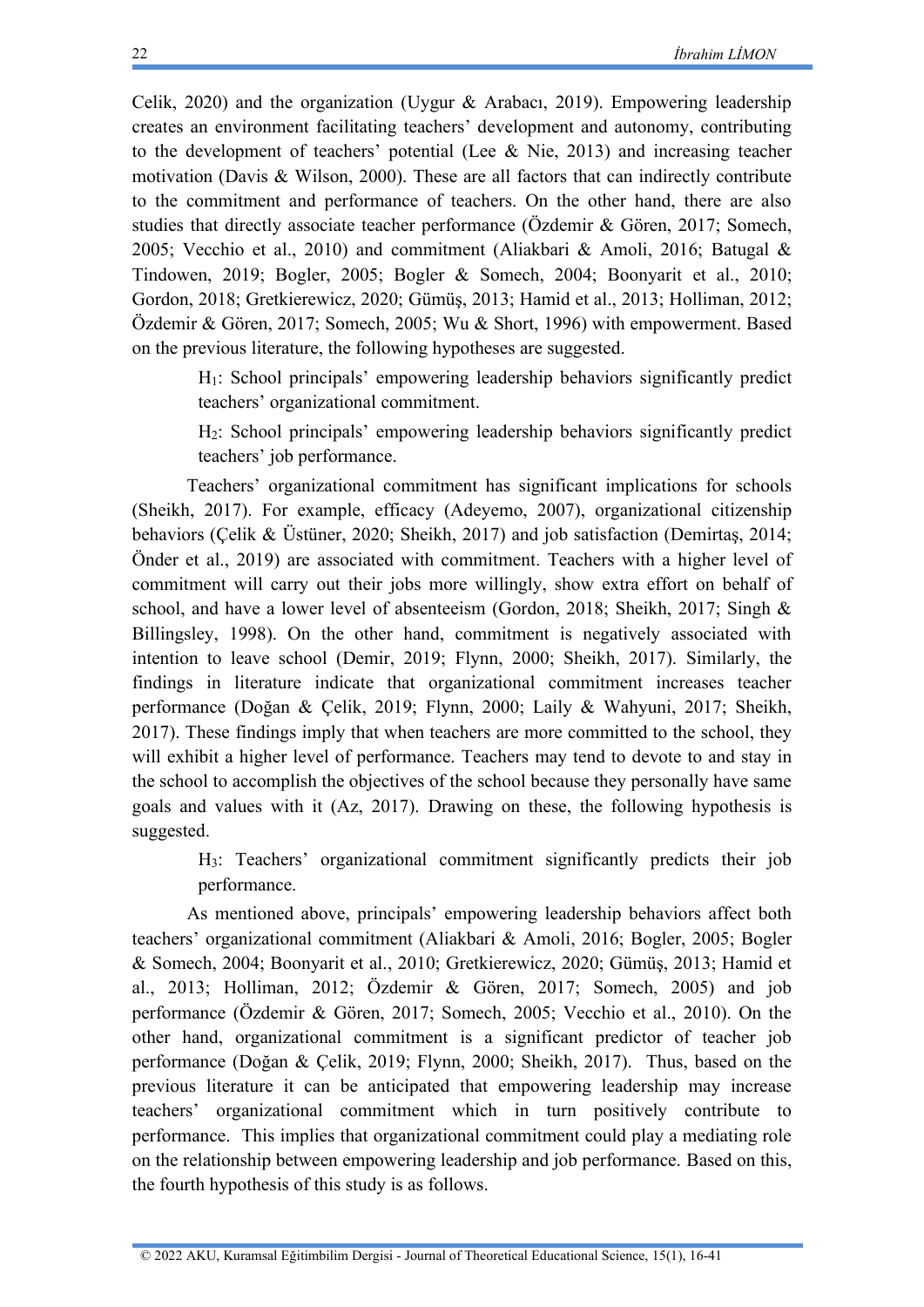Celik, 2020) and the organization (Uygur & Arabacı, 2019). Empowering leadership creates an environment facilitating teachers' development and autonomy, contributing to the development of teachers' potential (Lee & Nie, 2013) and increasing teacher motivation (Davis & Wilson, 2000). These are all factors that can indirectly contribute to the commitment and performance of teachers. On the other hand, there are also studies that directly associate teacher performance (Özdemir & Gören, 2017; Somech, 2005; Vecchio et al., 2010) and commitment (Aliakbari & Amoli, 2016; Batugal & Tindowen, 2019; Bogler, 2005; Bogler & Somech, 2004; Boonyarit et al., 2010; Gordon, 2018; Gretkierewicz, 2020; Gümüş, 2013; Hamid et al., 2013; Holliman, 2012; Özdemir & Gören, 2017; Somech, 2005; Wu & Short, 1996) with empowerment. Based on the previous literature, the following hypotheses are suggested.

> $H_1$: School principals' empowering leadership behaviors significantly predict teachers' organizational commitment.
>
> $H_2$: School principals' empowering leadership behaviors significantly predict teachers' job performance.

Teachers' organizational commitment has significant implications for schools (Sheikh, 2017). For example, efficacy (Adeyemo, 2007), organizational citizenship behaviors (Çelik & Üstüner, 2020; Sheikh, 2017) and job satisfaction (Demirtaş, 2014; Önder et al., 2019) are associated with commitment. Teachers with a higher level of commitment will carry out their jobs more willingly, show extra effort on behalf of school, and have a lower level of absenteeism (Gordon, 2018; Sheikh, 2017; Singh & Billingsley, 1998). On the other hand, commitment is negatively associated with intention to leave school (Demir, 2019; Flynn, 2000; Sheikh, 2017). Similarly, the findings in literature indicate that organizational commitment increases teacher performance (Doğan & Çelik, 2019; Flynn, 2000; Laily & Wahyuni, 2017; Sheikh, 2017). These findings imply that when teachers are more committed to the school, they will exhibit a higher level of performance. Teachers may tend to devote to and stay in the school to accomplish the objectives of the school because they personally have same goals and values with it (Az, 2017). Drawing on these, the following hypothesis is suggested.

> $H_3$: Teachers' organizational commitment significantly predicts their job performance.

As mentioned above, principals' empowering leadership behaviors affect both teachers' organizational commitment (Aliakbari & Amoli, 2016; Bogler, 2005; Bogler & Somech, 2004; Boonyarit et al., 2010; Gretkierewicz, 2020; Gümüş, 2013; Hamid et al., 2013; Holliman, 2012; Özdemir & Gören, 2017; Somech, 2005) and job performance (Özdemir & Gören, 2017; Somech, 2005; Vecchio et al., 2010). On the other hand, organizational commitment is a significant predictor of teacher job performance (Doğan & Çelik, 2019; Flynn, 2000; Sheikh, 2017). Thus, based on the previous literature it can be anticipated that empowering leadership may increase teachers' organizational commitment which in turn positively contribute to performance. This implies that organizational commitment could play a mediating role on the relationship between empowering leadership and job performance. Based on this, the fourth hypothesis of this study is as follows.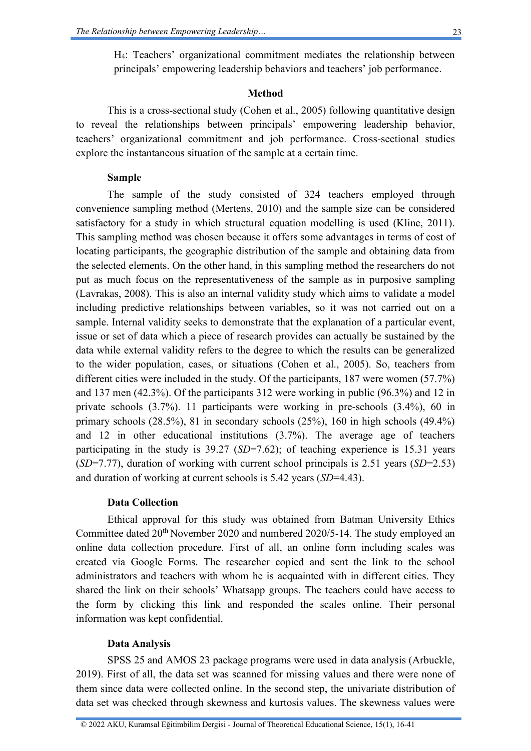H$_4$: Teachers' organizational commitment mediates the relationship between principals' empowering leadership behaviors and teachers' job performance.

## Method

This is a cross-sectional study (Cohen et al., 2005) following quantitative design to reveal the relationships between principals' empowering leadership behavior, teachers' organizational commitment and job performance. Cross-sectional studies explore the instantaneous situation of the sample at a certain time.

### Sample

The sample of the study consisted of 324 teachers employed through convenience sampling method (Mertens, 2010) and the sample size can be considered satisfactory for a study in which structural equation modelling is used (Kline, 2011). This sampling method was chosen because it offers some advantages in terms of cost of locating participants, the geographic distribution of the sample and obtaining data from the selected elements. On the other hand, in this sampling method the researchers do not put as much focus on the representativeness of the sample as in purposive sampling (Lavrakas, 2008). This is also an internal validity study which aims to validate a model including predictive relationships between variables, so it was not carried out on a sample. Internal validity seeks to demonstrate that the explanation of a particular event, issue or set of data which a piece of research provides can actually be sustained by the data while external validity refers to the degree to which the results can be generalized to the wider population, cases, or situations (Cohen et al., 2005). So, teachers from different cities were included in the study. Of the participants, 187 were women (57.7%) and 137 men (42.3%). Of the participants 312 were working in public (96.3%) and 12 in private schools (3.7%). 11 participants were working in pre-schools (3.4%), 60 in primary schools (28.5%), 81 in secondary schools (25%), 160 in high schools (49.4%) and 12 in other educational institutions (3.7%). The average age of teachers participating in the study is 39.27 (*SD*=7.62); of teaching experience is 15.31 years (*SD*=7.77), duration of working with current school principals is 2.51 years (*SD*=2.53) and duration of working at current schools is 5.42 years (*SD*=4.43).

### Data Collection

Ethical approval for this study was obtained from Batman University Ethics Committee dated 20th November 2020 and numbered 2020/5-14. The study employed an online data collection procedure. First of all, an online form including scales was created via Google Forms. The researcher copied and sent the link to the school administrators and teachers with whom he is acquainted with in different cities. They shared the link on their schools' Whatsapp groups. The teachers could have access to the form by clicking this link and responded the scales online. Their personal information was kept confidential.

### Data Analysis

SPSS 25 and AMOS 23 package programs were used in data analysis (Arbuckle, 2019). First of all, the data set was scanned for missing values and there were none of them since data were collected online. In the second step, the univariate distribution of data set was checked through skewness and kurtosis values. The skewness values were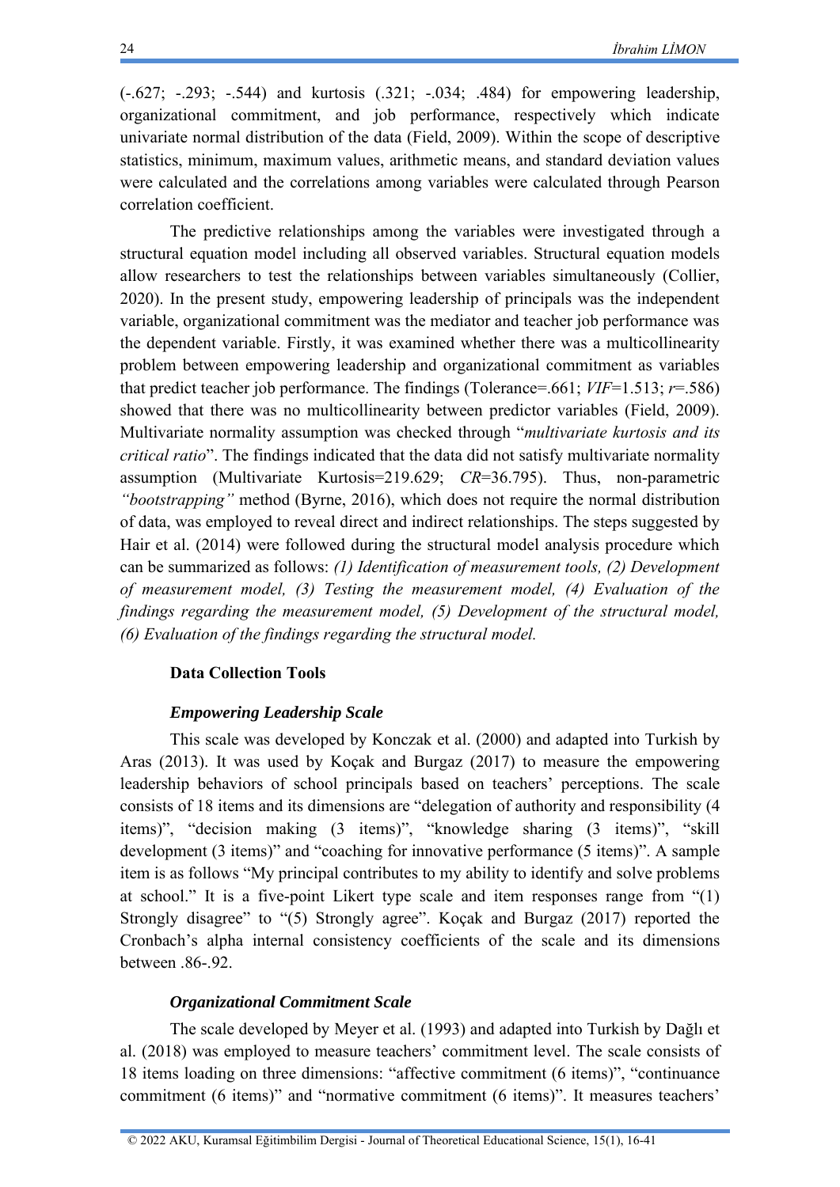(-.627; -.293; -.544) and kurtosis (.321; -.034; .484) for empowering leadership, organizational commitment, and job performance, respectively which indicate univariate normal distribution of the data (Field, 2009). Within the scope of descriptive statistics, minimum, maximum values, arithmetic means, and standard deviation values were calculated and the correlations among variables were calculated through Pearson correlation coefficient.

The predictive relationships among the variables were investigated through a structural equation model including all observed variables. Structural equation models allow researchers to test the relationships between variables simultaneously (Collier, 2020). In the present study, empowering leadership of principals was the independent variable, organizational commitment was the mediator and teacher job performance was the dependent variable. Firstly, it was examined whether there was a multicollinearity problem between empowering leadership and organizational commitment as variables that predict teacher job performance. The findings (Tolerance=.661; *VIF*=1.513; *r*=.586) showed that there was no multicollinearity between predictor variables (Field, 2009). Multivariate normality assumption was checked through "*multivariate kurtosis and its critical ratio*". The findings indicated that the data did not satisfy multivariate normality assumption (Multivariate Kurtosis=219.629; *CR*=36.795). Thus, non-parametric *"bootstrapping"* method (Byrne, 2016), which does not require the normal distribution of data, was employed to reveal direct and indirect relationships. The steps suggested by Hair et al. (2014) were followed during the structural model analysis procedure which can be summarized as follows: *(1) Identification of measurement tools, (2) Development of measurement model, (3) Testing the measurement model, (4) Evaluation of the findings regarding the measurement model, (5) Development of the structural model, (6) Evaluation of the findings regarding the structural model.*

### Data Collection Tools

#### *Empowering Leadership Scale*

This scale was developed by Konczak et al. (2000) and adapted into Turkish by Aras (2013). It was used by Koçak and Burgaz (2017) to measure the empowering leadership behaviors of school principals based on teachers' perceptions. The scale consists of 18 items and its dimensions are "delegation of authority and responsibility (4 items)", "decision making (3 items)", "knowledge sharing (3 items)", "skill development (3 items)" and "coaching for innovative performance (5 items)". A sample item is as follows "My principal contributes to my ability to identify and solve problems at school." It is a five-point Likert type scale and item responses range from "(1) Strongly disagree" to "(5) Strongly agree". Koçak and Burgaz (2017) reported the Cronbach's alpha internal consistency coefficients of the scale and its dimensions between .86-.92.

#### *Organizational Commitment Scale*

The scale developed by Meyer et al. (1993) and adapted into Turkish by Dağlı et al. (2018) was employed to measure teachers' commitment level. The scale consists of 18 items loading on three dimensions: "affective commitment (6 items)", "continuance commitment (6 items)" and "normative commitment (6 items)". It measures teachers'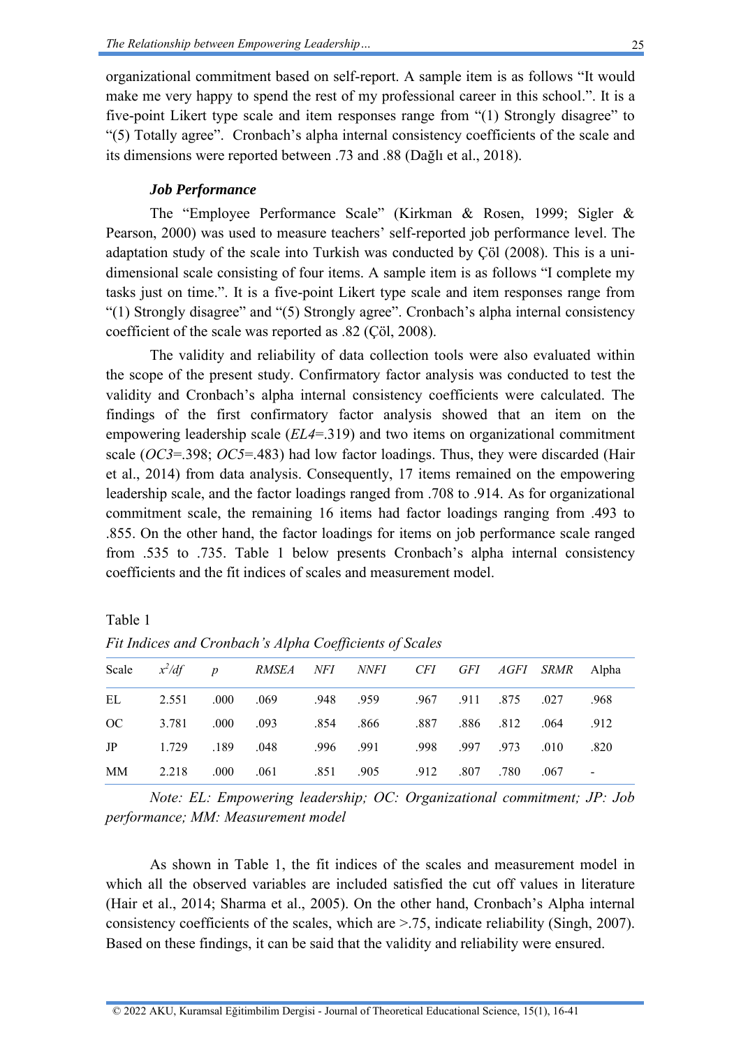organizational commitment based on self-report. A sample item is as follows "It would make me very happy to spend the rest of my professional career in this school.". It is a five-point Likert type scale and item responses range from "(1) Strongly disagree" to "(5) Totally agree". Cronbach's alpha internal consistency coefficients of the scale and its dimensions were reported between .73 and .88 (Dağlı et al., 2018).

### *Job Performance*

The "Employee Performance Scale" (Kirkman & Rosen, 1999; Sigler & Pearson, 2000) was used to measure teachers' self-reported job performance level. The adaptation study of the scale into Turkish was conducted by Çöl (2008). This is a uni-dimensional scale consisting of four items. A sample item is as follows "I complete my tasks just on time.". It is a five-point Likert type scale and item responses range from "(1) Strongly disagree" and "(5) Strongly agree". Cronbach's alpha internal consistency coefficient of the scale was reported as .82 (Çöl, 2008).

The validity and reliability of data collection tools were also evaluated within the scope of the present study. Confirmatory factor analysis was conducted to test the validity and Cronbach's alpha internal consistency coefficients were calculated. The findings of the first confirmatory factor analysis showed that an item on the empowering leadership scale (*EL4*=.319) and two items on organizational commitment scale (*OC3*=.398; *OC5*=.483) had low factor loadings. Thus, they were discarded (Hair et al., 2014) from data analysis. Consequently, 17 items remained on the empowering leadership scale, and the factor loadings ranged from .708 to .914. As for organizational commitment scale, the remaining 16 items had factor loadings ranging from .493 to .855. On the other hand, the factor loadings for items on job performance scale ranged from .535 to .735. Table 1 below presents Cronbach's alpha internal consistency coefficients and the fit indices of scales and measurement model.

Table 1

*Fit Indices and Cronbach's Alpha Coefficients of Scales*

| Scale | $x^2/df$ | *p* | *RMSEA* | *NFI* | *NNFI* | *CFI* | *GFI* | *AGFI* | *SRMR* | Alpha |
|---|---|---|---|---|---|---|---|---|---|---|
| EL | 2.551 | .000 | .069 | .948 | .959 | .967 | .911 | .875 | .027 | .968 |
| OC | 3.781 | .000 | .093 | .854 | .866 | .887 | .886 | .812 | .064 | .912 |
| JP | 1.729 | .189 | .048 | .996 | .991 | .998 | .997 | .973 | .010 | .820 |
| MM | 2.218 | .000 | .061 | .851 | .905 | .912 | .807 | .780 | .067 | - |

*Note: EL: Empowering leadership; OC: Organizational commitment; JP: Job performance; MM: Measurement model*

As shown in Table 1, the fit indices of the scales and measurement model in which all the observed variables are included satisfied the cut off values in literature (Hair et al., 2014; Sharma et al., 2005). On the other hand, Cronbach's Alpha internal consistency coefficients of the scales, which are >.75, indicate reliability (Singh, 2007). Based on these findings, it can be said that the validity and reliability were ensured.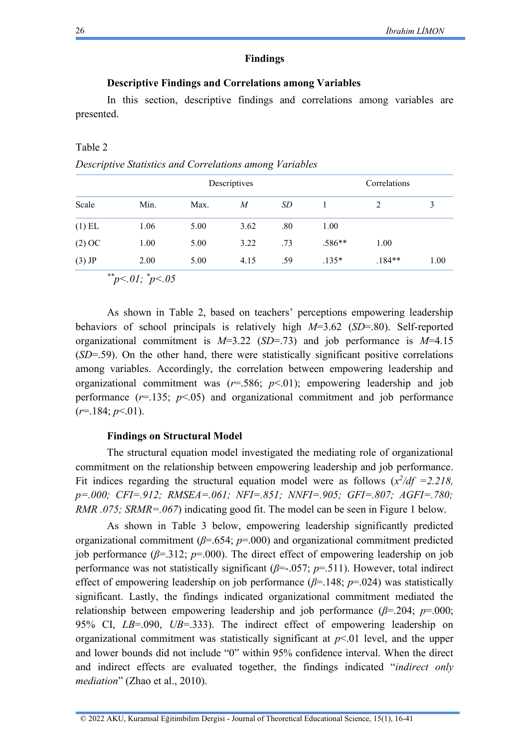## Findings

### Descriptive Findings and Correlations among Variables

In this section, descriptive findings and correlations among variables are presented.

Table 2

*Descriptive Statistics and Correlations among Variables*

| | Descriptives | | | | Correlations | | |
|---|---|---|---|---|---|---|---|
| Scale | Min. | Max. | *M* | *SD* | 1 | 2 | 3 |
| (1) EL | 1.06 | 5.00 | 3.62 | .80 | 1.00 | | |
| (2) OC | 1.00 | 5.00 | 3.22 | .73 | .586** | 1.00 | |
| (3) JP | 2.00 | 5.00 | 4.15 | .59 | .135* | .184** | 1.00 |

**$p<.01$; *$p<.05$

As shown in Table 2, based on teachers' perceptions empowering leadership behaviors of school principals is relatively high *M*=3.62 (*SD*=.80). Self-reported organizational commitment is *M*=3.22 (*SD*=.73) and job performance is *M*=4.15 (*SD*=.59). On the other hand, there were statistically significant positive correlations among variables. Accordingly, the correlation between empowering leadership and organizational commitment was ($r$=.586; $p$<.01); empowering leadership and job performance ($r$=.135; $p$<.05) and organizational commitment and job performance ($r$=.184; $p$<.01).

### Findings on Structural Model

The structural equation model investigated the mediating role of organizational commitment on the relationship between empowering leadership and job performance. Fit indices regarding the structural equation model were as follows (*$x^2/df$ =2.218, p=.000; CFI=.912; RMSEA=.061; NFI=.851; NNFI=.905; GFI=.807; AGFI=.780; RMR .075; SRMR=.067*) indicating good fit. The model can be seen in Figure 1 below.

As shown in Table 3 below, empowering leadership significantly predicted organizational commitment ($\beta$=.654; $p$=.000) and organizational commitment predicted job performance ($\beta$=.312; $p$=.000). The direct effect of empowering leadership on job performance was not statistically significant ($\beta$=-.057; $p$=.511). However, total indirect effect of empowering leadership on job performance ($\beta$=.148; $p$=.024) was statistically significant. Lastly, the findings indicated organizational commitment mediated the relationship between empowering leadership and job performance ($\beta$=.204; $p$=.000; 95% CI, *LB*=.090, *UB*=.333). The indirect effect of empowering leadership on organizational commitment was statistically significant at $p$<.01 level, and the upper and lower bounds did not include "0" within 95% confidence interval. When the direct and indirect effects are evaluated together, the findings indicated "*indirect only mediation*" (Zhao et al., 2010).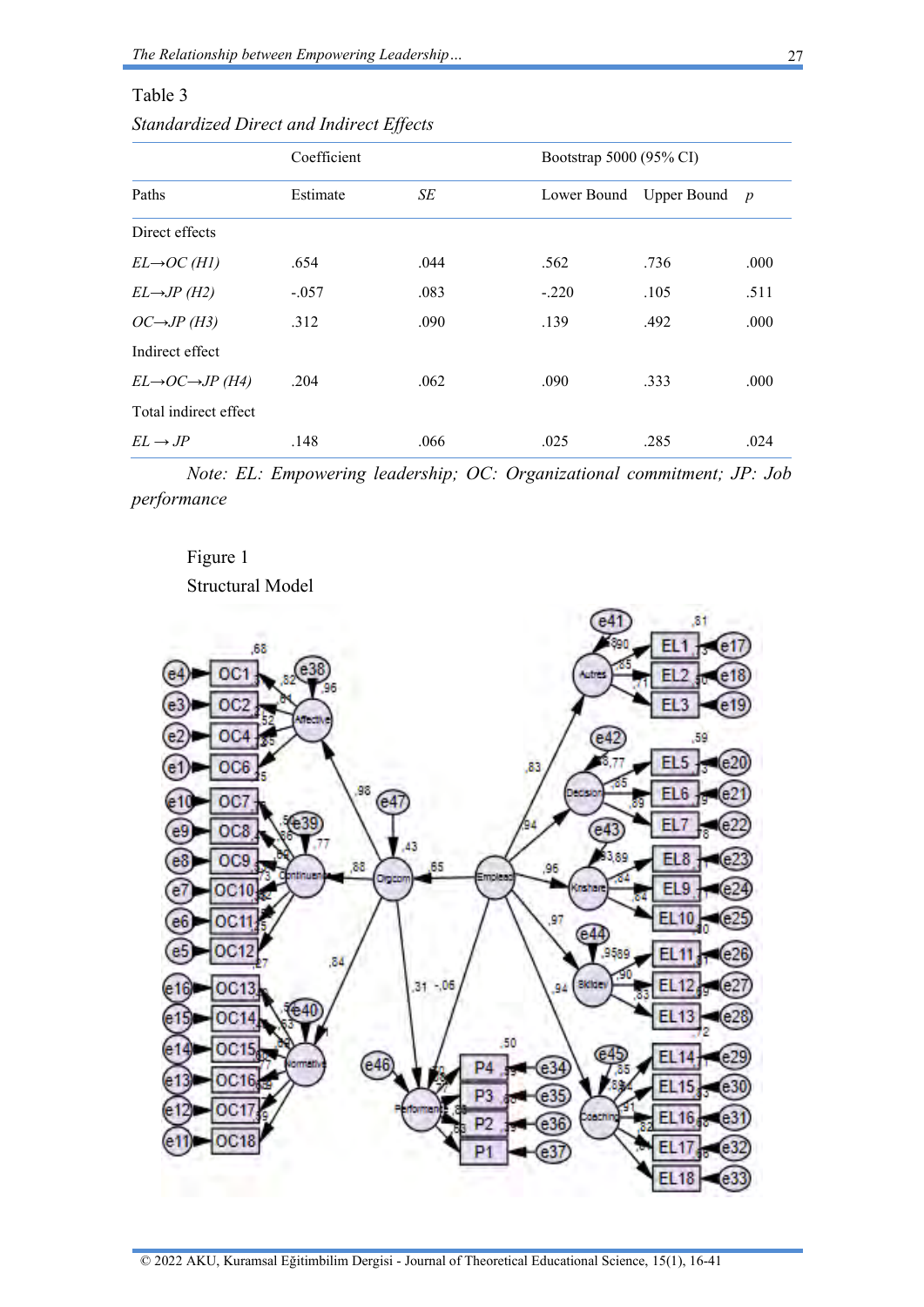Table 3

*Standardized Direct and Indirect Effects*

| | Coefficient | | Bootstrap 5000 (95% CI) | | |
|---|---|---|---|---|---|
| Paths | Estimate | *SE* | Lower Bound | Upper Bound | *p* |
| Direct effects | | | | | |
| *EL→OC (H1)* | .654 | .044 | .562 | .736 | .000 |
| *EL→JP (H2)* | -.057 | .083 | -.220 | .105 | .511 |
| *OC→JP (H3)* | .312 | .090 | .139 | .492 | .000 |
| Indirect effect | | | | | |
| *EL→OC→JP (H4)* | .204 | .062 | .090 | .333 | .000 |
| Total indirect effect | | | | | |
| *EL → JP* | .148 | .066 | .025 | .285 | .024 |

*Note: EL: Empowering leadership; OC: Organizational commitment; JP: Job performance*

Figure 1

Structural Model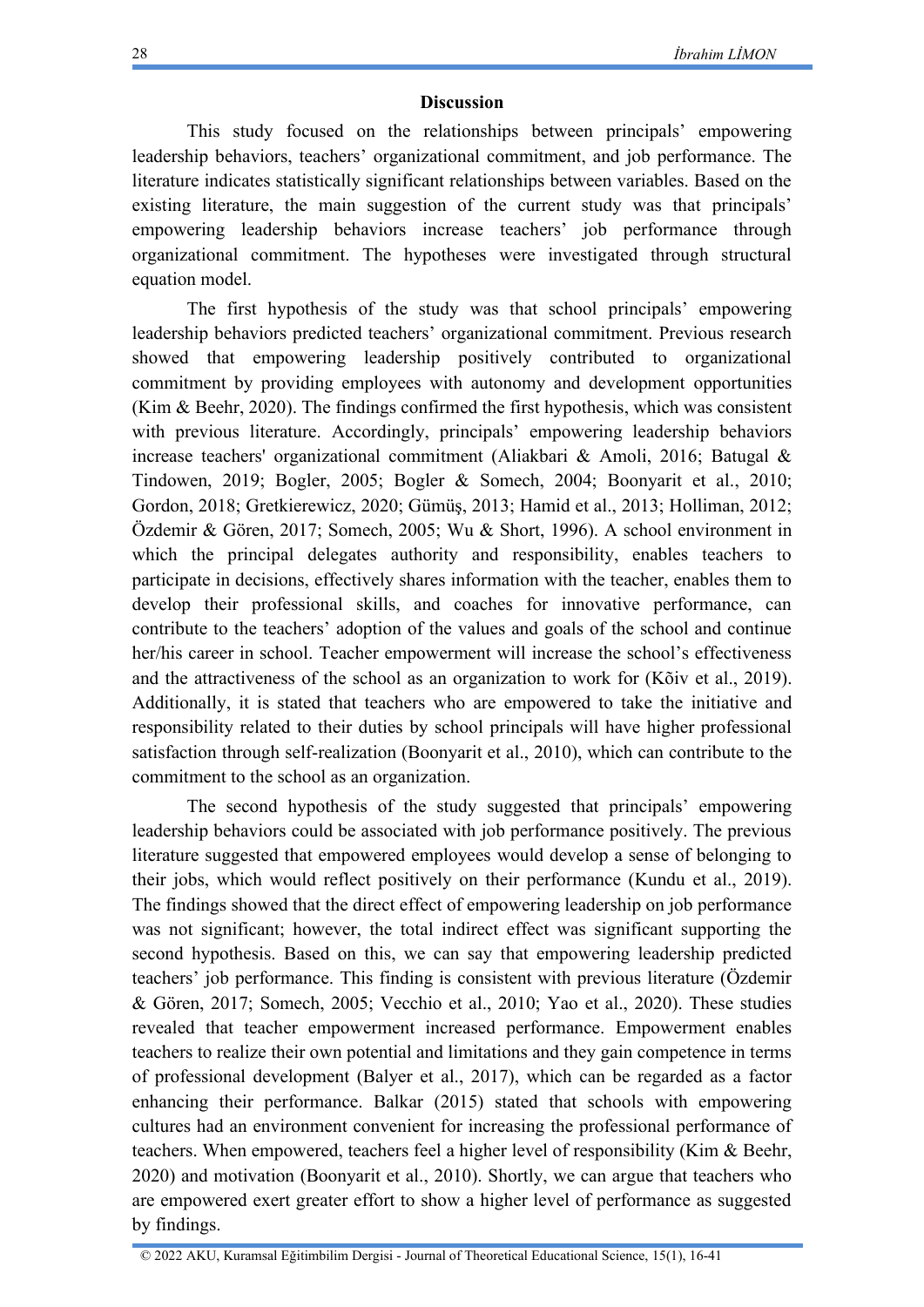## Discussion

This study focused on the relationships between principals' empowering leadership behaviors, teachers' organizational commitment, and job performance. The literature indicates statistically significant relationships between variables. Based on the existing literature, the main suggestion of the current study was that principals' empowering leadership behaviors increase teachers' job performance through organizational commitment. The hypotheses were investigated through structural equation model.

The first hypothesis of the study was that school principals' empowering leadership behaviors predicted teachers' organizational commitment. Previous research showed that empowering leadership positively contributed to organizational commitment by providing employees with autonomy and development opportunities (Kim & Beehr, 2020). The findings confirmed the first hypothesis, which was consistent with previous literature. Accordingly, principals' empowering leadership behaviors increase teachers' organizational commitment (Aliakbari & Amoli, 2016; Batugal & Tindowen, 2019; Bogler, 2005; Bogler & Somech, 2004; Boonyarit et al., 2010; Gordon, 2018; Gretkierewicz, 2020; Gümüş, 2013; Hamid et al., 2013; Holliman, 2012; Özdemir & Gören, 2017; Somech, 2005; Wu & Short, 1996). A school environment in which the principal delegates authority and responsibility, enables teachers to participate in decisions, effectively shares information with the teacher, enables them to develop their professional skills, and coaches for innovative performance, can contribute to the teachers' adoption of the values and goals of the school and continue her/his career in school. Teacher empowerment will increase the school's effectiveness and the attractiveness of the school as an organization to work for (Kõiv et al., 2019). Additionally, it is stated that teachers who are empowered to take the initiative and responsibility related to their duties by school principals will have higher professional satisfaction through self-realization (Boonyarit et al., 2010), which can contribute to the commitment to the school as an organization.

The second hypothesis of the study suggested that principals' empowering leadership behaviors could be associated with job performance positively. The previous literature suggested that empowered employees would develop a sense of belonging to their jobs, which would reflect positively on their performance (Kundu et al., 2019). The findings showed that the direct effect of empowering leadership on job performance was not significant; however, the total indirect effect was significant supporting the second hypothesis. Based on this, we can say that empowering leadership predicted teachers' job performance. This finding is consistent with previous literature (Özdemir & Gören, 2017; Somech, 2005; Vecchio et al., 2010; Yao et al., 2020). These studies revealed that teacher empowerment increased performance. Empowerment enables teachers to realize their own potential and limitations and they gain competence in terms of professional development (Balyer et al., 2017), which can be regarded as a factor enhancing their performance. Balkar (2015) stated that schools with empowering cultures had an environment convenient for increasing the professional performance of teachers. When empowered, teachers feel a higher level of responsibility (Kim & Beehr, 2020) and motivation (Boonyarit et al., 2010). Shortly, we can argue that teachers who are empowered exert greater effort to show a higher level of performance as suggested by findings.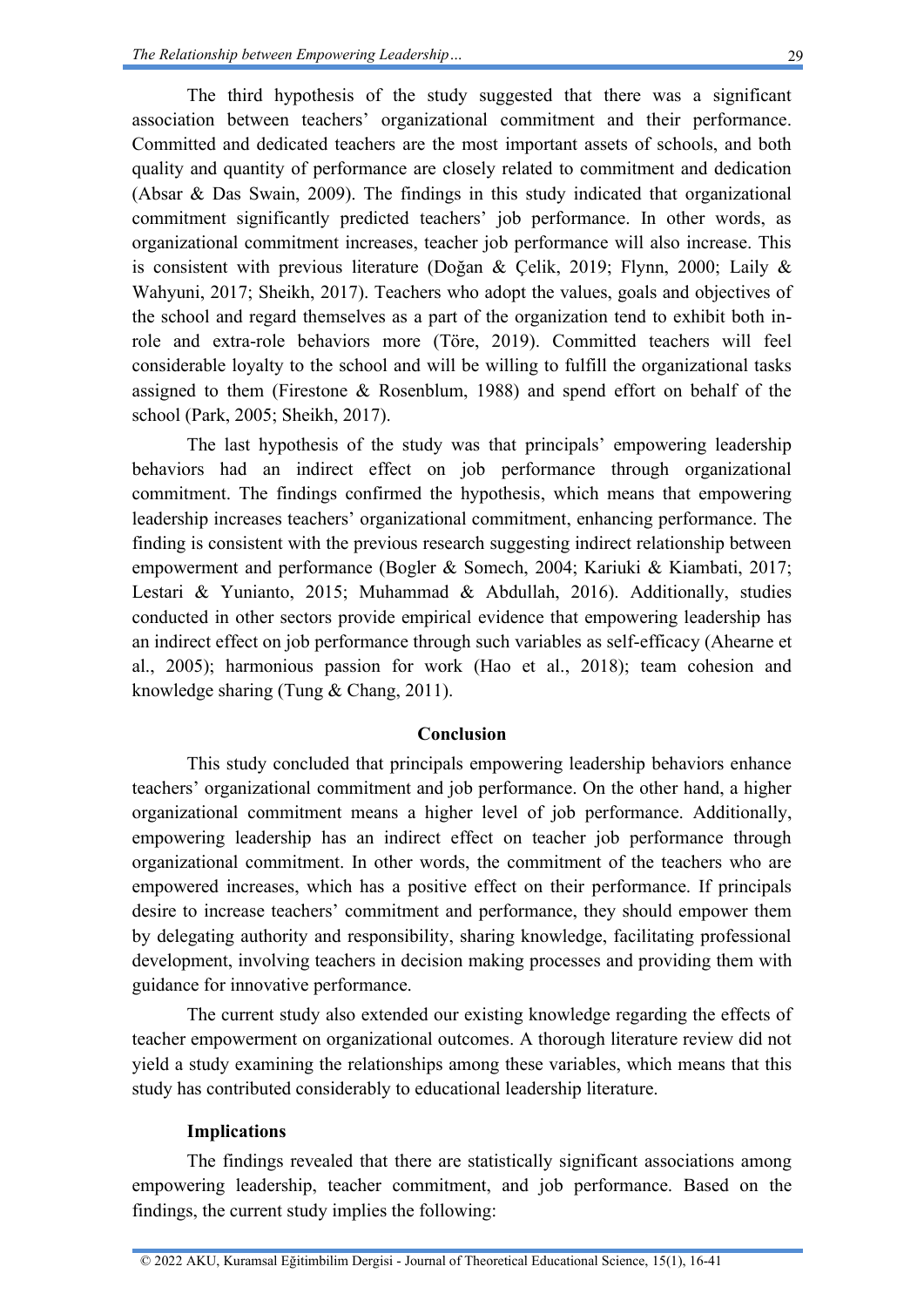The third hypothesis of the study suggested that there was a significant association between teachers' organizational commitment and their performance. Committed and dedicated teachers are the most important assets of schools, and both quality and quantity of performance are closely related to commitment and dedication (Absar & Das Swain, 2009). The findings in this study indicated that organizational commitment significantly predicted teachers' job performance. In other words, as organizational commitment increases, teacher job performance will also increase. This is consistent with previous literature (Doğan & Çelik, 2019; Flynn, 2000; Laily & Wahyuni, 2017; Sheikh, 2017). Teachers who adopt the values, goals and objectives of the school and regard themselves as a part of the organization tend to exhibit both in-role and extra-role behaviors more (Töre, 2019). Committed teachers will feel considerable loyalty to the school and will be willing to fulfill the organizational tasks assigned to them (Firestone & Rosenblum, 1988) and spend effort on behalf of the school (Park, 2005; Sheikh, 2017).

The last hypothesis of the study was that principals' empowering leadership behaviors had an indirect effect on job performance through organizational commitment. The findings confirmed the hypothesis, which means that empowering leadership increases teachers' organizational commitment, enhancing performance. The finding is consistent with the previous research suggesting indirect relationship between empowerment and performance (Bogler & Somech, 2004; Kariuki & Kiambati, 2017; Lestari & Yunianto, 2015; Muhammad & Abdullah, 2016). Additionally, studies conducted in other sectors provide empirical evidence that empowering leadership has an indirect effect on job performance through such variables as self-efficacy (Ahearne et al., 2005); harmonious passion for work (Hao et al., 2018); team cohesion and knowledge sharing (Tung & Chang, 2011).

## Conclusion

This study concluded that principals empowering leadership behaviors enhance teachers' organizational commitment and job performance. On the other hand, a higher organizational commitment means a higher level of job performance. Additionally, empowering leadership has an indirect effect on teacher job performance through organizational commitment. In other words, the commitment of the teachers who are empowered increases, which has a positive effect on their performance. If principals desire to increase teachers' commitment and performance, they should empower them by delegating authority and responsibility, sharing knowledge, facilitating professional development, involving teachers in decision making processes and providing them with guidance for innovative performance.

The current study also extended our existing knowledge regarding the effects of teacher empowerment on organizational outcomes. A thorough literature review did not yield a study examining the relationships among these variables, which means that this study has contributed considerably to educational leadership literature.

### Implications

The findings revealed that there are statistically significant associations among empowering leadership, teacher commitment, and job performance. Based on the findings, the current study implies the following: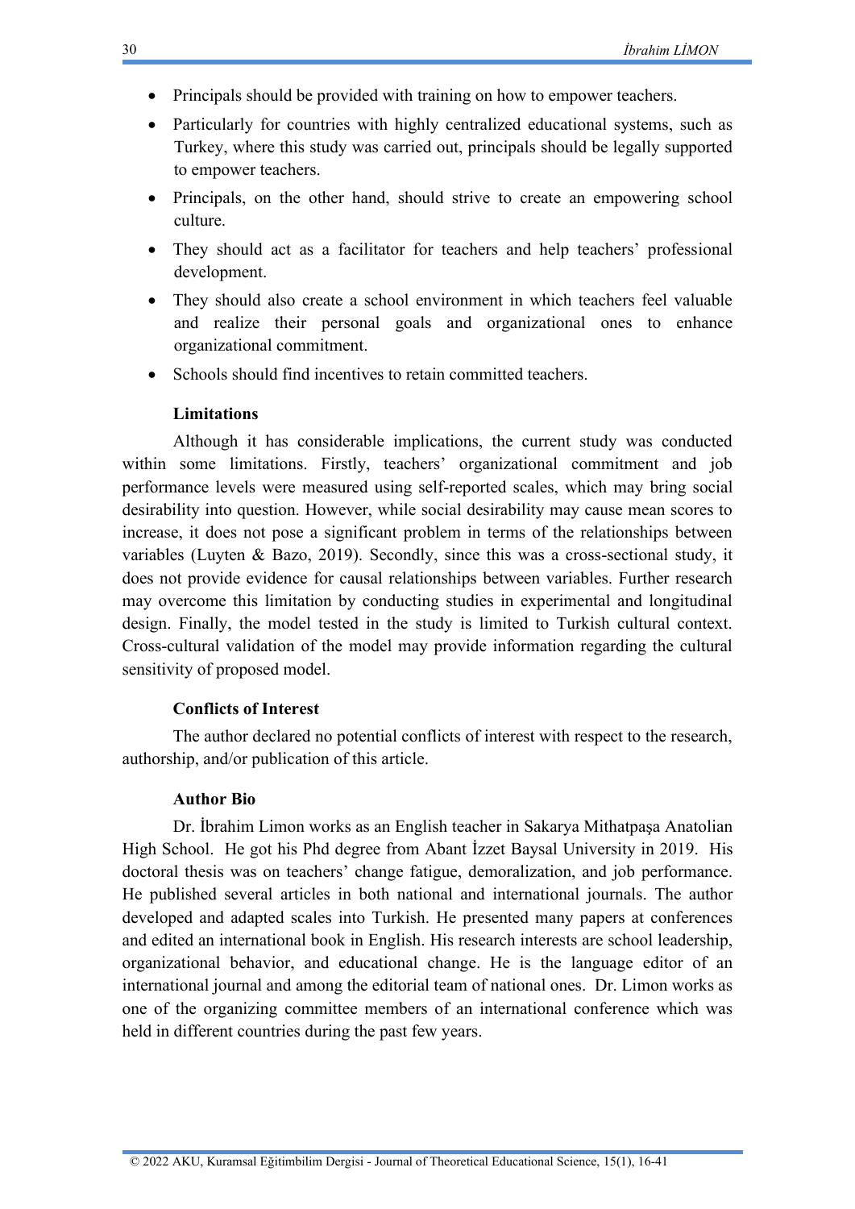- Principals should be provided with training on how to empower teachers.
- Particularly for countries with highly centralized educational systems, such as Turkey, where this study was carried out, principals should be legally supported to empower teachers.
- Principals, on the other hand, should strive to create an empowering school culture.
- They should act as a facilitator for teachers and help teachers' professional development.
- They should also create a school environment in which teachers feel valuable and realize their personal goals and organizational ones to enhance organizational commitment.
- Schools should find incentives to retain committed teachers.

### Limitations

Although it has considerable implications, the current study was conducted within some limitations. Firstly, teachers' organizational commitment and job performance levels were measured using self-reported scales, which may bring social desirability into question. However, while social desirability may cause mean scores to increase, it does not pose a significant problem in terms of the relationships between variables (Luyten & Bazo, 2019). Secondly, since this was a cross-sectional study, it does not provide evidence for causal relationships between variables. Further research may overcome this limitation by conducting studies in experimental and longitudinal design. Finally, the model tested in the study is limited to Turkish cultural context. Cross-cultural validation of the model may provide information regarding the cultural sensitivity of proposed model.

### Conflicts of Interest

The author declared no potential conflicts of interest with respect to the research, authorship, and/or publication of this article.

### Author Bio

Dr. İbrahim Limon works as an English teacher in Sakarya Mithatpaşa Anatolian High School. He got his Phd degree from Abant İzzet Baysal University in 2019. His doctoral thesis was on teachers' change fatigue, demoralization, and job performance. He published several articles in both national and international journals. The author developed and adapted scales into Turkish. He presented many papers at conferences and edited an international book in English. His research interests are school leadership, organizational behavior, and educational change. He is the language editor of an international journal and among the editorial team of national ones. Dr. Limon works as one of the organizing committee members of an international conference which was held in different countries during the past few years.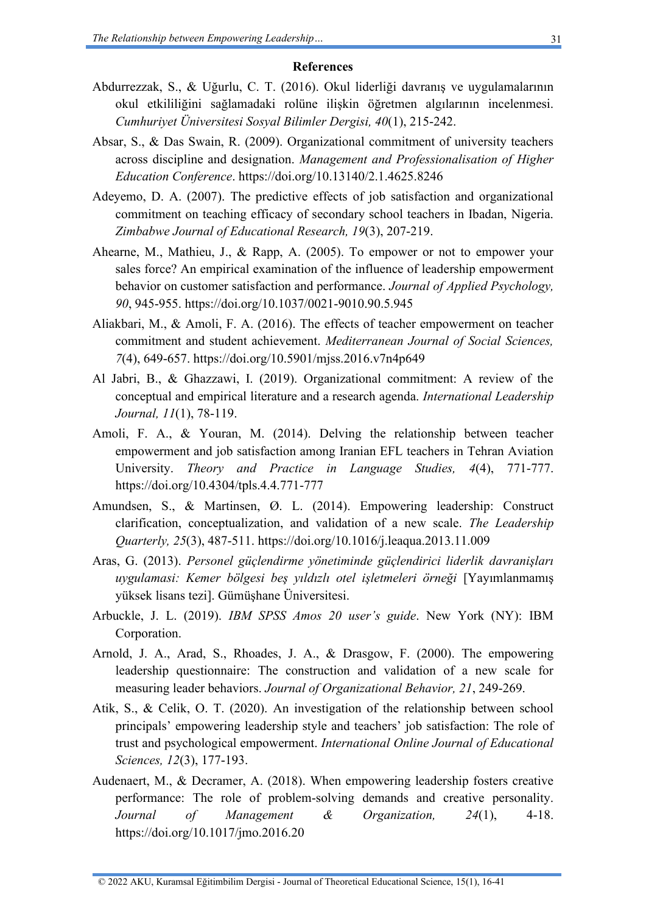## References

Abdurrezzak, S., & Uğurlu, C. T. (2016). Okul liderliği davranış ve uygulamalarının okul etkililiğini sağlamadaki rolüne ilişkin öğretmen algılarının incelenmesi. *Cumhuriyet Üniversitesi Sosyal Bilimler Dergisi, 40*(1), 215-242.

Absar, S., & Das Swain, R. (2009). Organizational commitment of university teachers across discipline and designation. *Management and Professionalisation of Higher Education Conference*. https://doi.org/10.13140/2.1.4625.8246

Adeyemo, D. A. (2007). The predictive effects of job satisfaction and organizational commitment on teaching efficacy of secondary school teachers in Ibadan, Nigeria. *Zimbabwe Journal of Educational Research, 19*(3), 207-219.

Ahearne, M., Mathieu, J., & Rapp, A. (2005). To empower or not to empower your sales force? An empirical examination of the influence of leadership empowerment behavior on customer satisfaction and performance. *Journal of Applied Psychology, 90*, 945-955. https://doi.org/10.1037/0021-9010.90.5.945

Aliakbari, M., & Amoli, F. A. (2016). The effects of teacher empowerment on teacher commitment and student achievement. *Mediterranean Journal of Social Sciences, 7*(4), 649-657. https://doi.org/10.5901/mjss.2016.v7n4p649

Al Jabri, B., & Ghazzawi, I. (2019). Organizational commitment: A review of the conceptual and empirical literature and a research agenda. *International Leadership Journal, 11*(1), 78-119.

Amoli, F. A., & Youran, M. (2014). Delving the relationship between teacher empowerment and job satisfaction among Iranian EFL teachers in Tehran Aviation University. *Theory and Practice in Language Studies, 4*(4), 771-777. https://doi.org/10.4304/tpls.4.4.771-777

Amundsen, S., & Martinsen, Ø. L. (2014). Empowering leadership: Construct clarification, conceptualization, and validation of a new scale. *The Leadership Quarterly, 25*(3), 487-511. https://doi.org/10.1016/j.leaqua.2013.11.009

Aras, G. (2013). *Personel güçlendirme yönetiminde güçlendirici liderlik davranişları uygulamasi: Kemer bölgesi beş yıldızlı otel işletmeleri örneği* [Yayımlanmamış yüksek lisans tezi]. Gümüşhane Üniversitesi.

Arbuckle, J. L. (2019). *IBM SPSS Amos 20 user's guide*. New York (NY): IBM Corporation.

Arnold, J. A., Arad, S., Rhoades, J. A., & Drasgow, F. (2000). The empowering leadership questionnaire: The construction and validation of a new scale for measuring leader behaviors. *Journal of Organizational Behavior, 21*, 249-269.

Atik, S., & Celik, O. T. (2020). An investigation of the relationship between school principals' empowering leadership style and teachers' job satisfaction: The role of trust and psychological empowerment. *International Online Journal of Educational Sciences, 12*(3), 177-193.

Audenaert, M., & Decramer, A. (2018). When empowering leadership fosters creative performance: The role of problem-solving demands and creative personality. *Journal of Management & Organization, 24*(1), 4-18. https://doi.org/10.1017/jmo.2016.20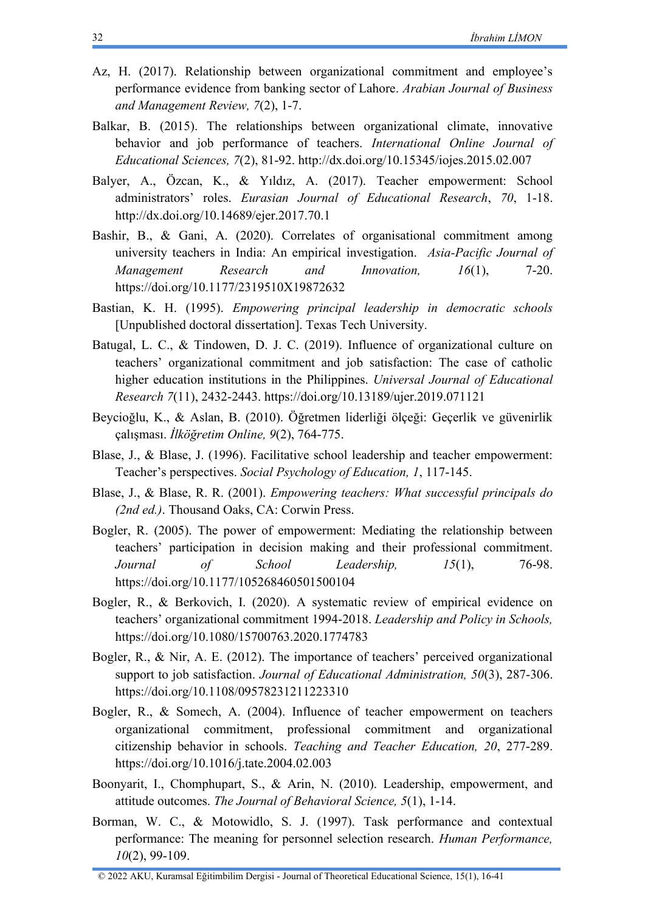Az, H. (2017). Relationship between organizational commitment and employee's performance evidence from banking sector of Lahore. *Arabian Journal of Business and Management Review, 7*(2), 1-7.

Balkar, B. (2015). The relationships between organizational climate, innovative behavior and job performance of teachers. *International Online Journal of Educational Sciences, 7*(2), 81-92. http://dx.doi.org/10.15345/iojes.2015.02.007

Balyer, A., Özcan, K., & Yıldız, A. (2017). Teacher empowerment: School administrators' roles. *Eurasian Journal of Educational Research*, *70*, 1-18. http://dx.doi.org/10.14689/ejer.2017.70.1

Bashir, B., & Gani, A. (2020). Correlates of organisational commitment among university teachers in India: An empirical investigation. *Asia-Pacific Journal of Management Research and Innovation, 16*(1), 7-20. https://doi.org/10.1177/2319510X19872632

Bastian, K. H. (1995). *Empowering principal leadership in democratic schools* [Unpublished doctoral dissertation]. Texas Tech University.

Batugal, L. C., & Tindowen, D. J. C. (2019). Influence of organizational culture on teachers' organizational commitment and job satisfaction: The case of catholic higher education institutions in the Philippines. *Universal Journal of Educational Research 7*(11), 2432-2443. https://doi.org/10.13189/ujer.2019.071121

Beycioğlu, K., & Aslan, B. (2010). Öğretmen liderliği ölçeği: Geçerlik ve güvenirlik çalışması. *İlköğretim Online, 9*(2), 764-775.

Blase, J., & Blase, J. (1996). Facilitative school leadership and teacher empowerment: Teacher's perspectives. *Social Psychology of Education, 1*, 117-145.

Blase, J., & Blase, R. R. (2001). *Empowering teachers: What successful principals do (2nd ed.)*. Thousand Oaks, CA: Corwin Press.

Bogler, R. (2005). The power of empowerment: Mediating the relationship between teachers' participation in decision making and their professional commitment. *Journal of School Leadership, 15*(1), 76-98. https://doi.org/10.1177/105268460501500104

Bogler, R., & Berkovich, I. (2020). A systematic review of empirical evidence on teachers' organizational commitment 1994-2018. *Leadership and Policy in Schools,* https://doi.org/10.1080/15700763.2020.1774783

Bogler, R., & Nir, A. E. (2012). The importance of teachers' perceived organizational support to job satisfaction. *Journal of Educational Administration, 50*(3), 287-306. https://doi.org/10.1108/09578231211223310

Bogler, R., & Somech, A. (2004). Influence of teacher empowerment on teachers organizational commitment, professional commitment and organizational citizenship behavior in schools. *Teaching and Teacher Education, 20*, 277-289. https://doi.org/10.1016/j.tate.2004.02.003

Boonyarit, I., Chomphupart, S., & Arin, N. (2010). Leadership, empowerment, and attitude outcomes. *The Journal of Behavioral Science, 5*(1), 1-14.

Borman, W. C., & Motowidlo, S. J. (1997). Task performance and contextual performance: The meaning for personnel selection research. *Human Performance, 10*(2), 99-109.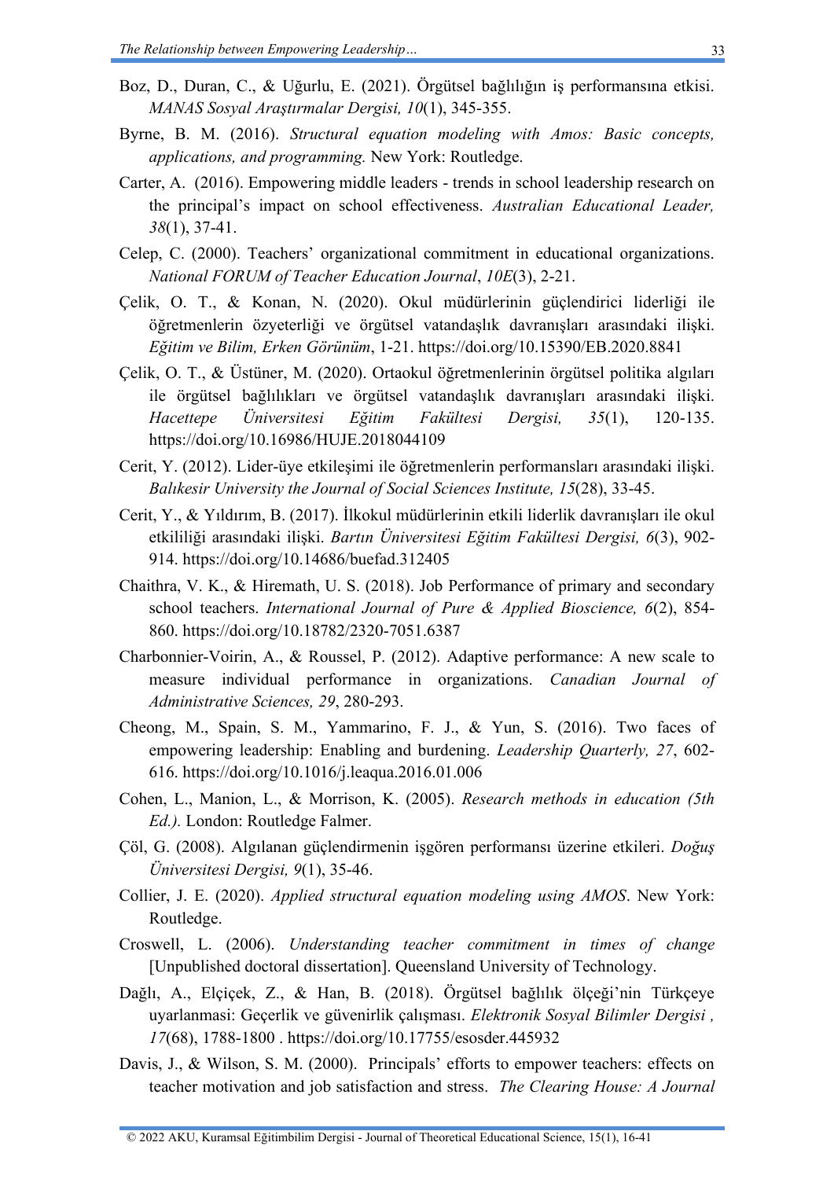Boz, D., Duran, C., & Uğurlu, E. (2021). Örgütsel bağlılığın iş performansına etkisi. *MANAS Sosyal Araştırmalar Dergisi, 10*(1), 345-355.

Byrne, B. M. (2016). *Structural equation modeling with Amos: Basic concepts, applications, and programming.* New York: Routledge.

Carter, A. (2016). Empowering middle leaders - trends in school leadership research on the principal's impact on school effectiveness. *Australian Educational Leader, 38*(1), 37-41.

Celep, C. (2000). Teachers' organizational commitment in educational organizations. *National FORUM of Teacher Education Journal*, *10E*(3), 2-21.

Çelik, O. T., & Konan, N. (2020). Okul müdürlerinin güçlendirici liderliği ile öğretmenlerin özyeterliği ve örgütsel vatandaşlık davranışları arasındaki ilişki. *Eğitim ve Bilim, Erken Görünüm*, 1-21. https://doi.org/10.15390/EB.2020.8841

Çelik, O. T., & Üstüner, M. (2020). Ortaokul öğretmenlerinin örgütsel politika algıları ile örgütsel bağlılıkları ve örgütsel vatandaşlık davranışları arasındaki ilişki. *Hacettepe Üniversitesi Eğitim Fakültesi Dergisi, 35*(1), 120-135. https://doi.org/10.16986/HUJE.2018044109

Cerit, Y. (2012). Lider-üye etkileşimi ile öğretmenlerin performansları arasındaki ilişki. *Balıkesir University the Journal of Social Sciences Institute, 15*(28), 33-45.

Cerit, Y., & Yıldırım, B. (2017). İlkokul müdürlerinin etkili liderlik davranışları ile okul etkililiği arasındaki ilişki. *Bartın Üniversitesi Eğitim Fakültesi Dergisi, 6*(3), 902-914. https://doi.org/10.14686/buefad.312405

Chaithra, V. K., & Hiremath, U. S. (2018). Job Performance of primary and secondary school teachers. *International Journal of Pure & Applied Bioscience, 6*(2), 854-860. https://doi.org/10.18782/2320-7051.6387

Charbonnier-Voirin, A., & Roussel, P. (2012). Adaptive performance: A new scale to measure individual performance in organizations. *Canadian Journal of Administrative Sciences, 29*, 280-293.

Cheong, M., Spain, S. M., Yammarino, F. J., & Yun, S. (2016). Two faces of empowering leadership: Enabling and burdening. *Leadership Quarterly, 27*, 602-616. https://doi.org/10.1016/j.leaqua.2016.01.006

Cohen, L., Manion, L., & Morrison, K. (2005). *Research methods in education (5th Ed.).* London: Routledge Falmer.

Çöl, G. (2008). Algılanan güçlendirmenin işgören performansı üzerine etkileri. *Doğuş Üniversitesi Dergisi, 9*(1), 35-46.

Collier, J. E. (2020). *Applied structural equation modeling using AMOS*. New York: Routledge.

Croswell, L. (2006). *Understanding teacher commitment in times of change* [Unpublished doctoral dissertation]. Queensland University of Technology.

Dağlı, A., Elçiçek, Z., & Han, B. (2018). Örgütsel bağlılık ölçeği'nin Türkçeye uyarlanması: Geçerlik ve güvenirlik çalışması. *Elektronik Sosyal Bilimler Dergisi , 17*(68), 1788-1800 . https://doi.org/10.17755/esosder.445932

Davis, J., & Wilson, S. M. (2000). Principals' efforts to empower teachers: effects on teacher motivation and job satisfaction and stress. *The Clearing House: A Journal*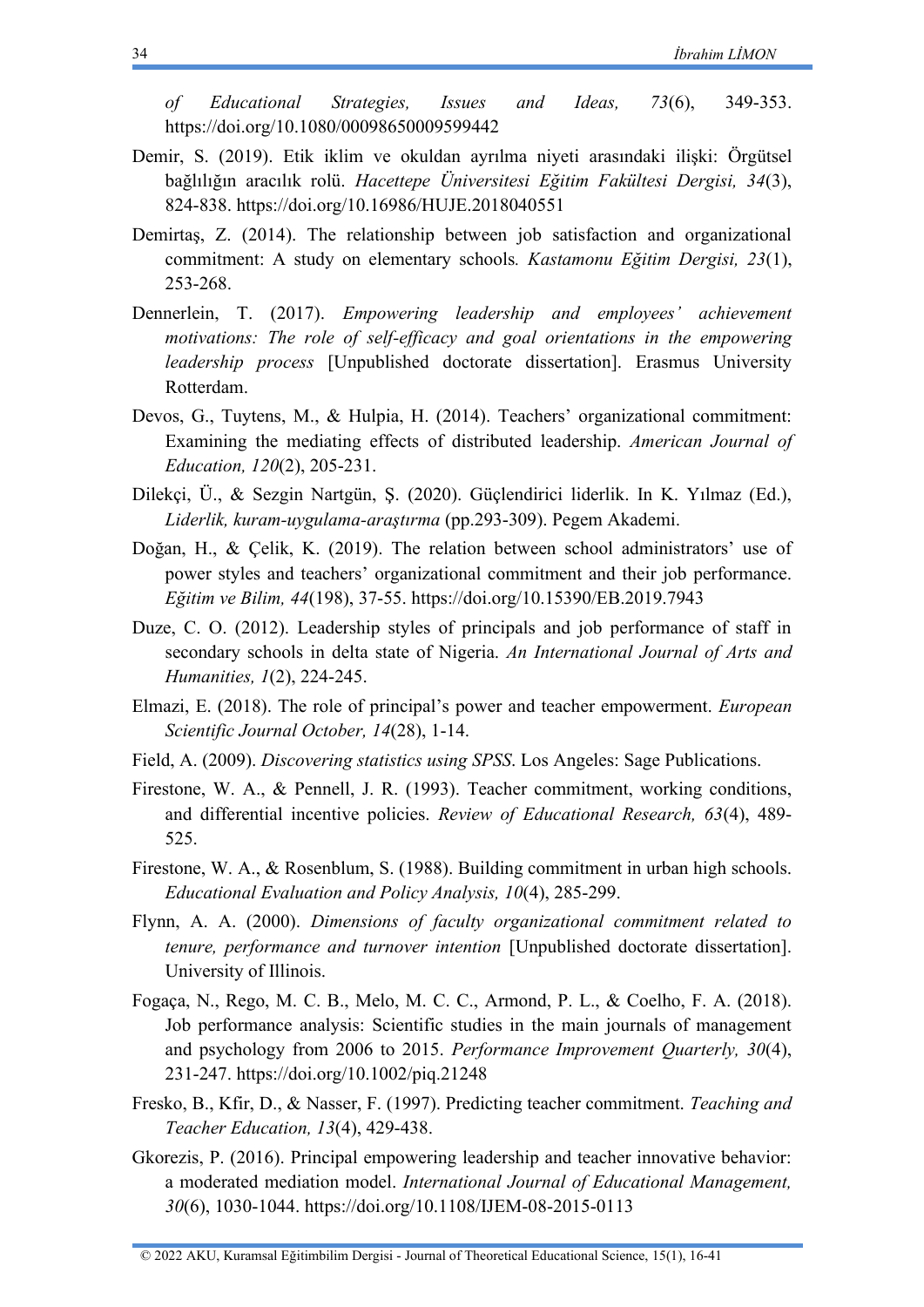*of Educational Strategies, Issues and Ideas, 73*(6), 349-353. https://doi.org/10.1080/00098650009599442

Demir, S. (2019). Etik iklim ve okuldan ayrılma niyeti arasındaki ilişki: Örgütsel bağlılığın aracılık rolü. *Hacettepe Üniversitesi Eğitim Fakültesi Dergisi, 34*(3), 824-838. https://doi.org/10.16986/HUJE.2018040551

Demirtaş, Z. (2014). The relationship between job satisfaction and organizational commitment: A study on elementary schools*. Kastamonu Eğitim Dergisi, 23*(1), 253-268.

Dennerlein, T. (2017). *Empowering leadership and employees' achievement motivations: The role of self-efficacy and goal orientations in the empowering leadership process* [Unpublished doctorate dissertation]. Erasmus University Rotterdam.

Devos, G., Tuytens, M., & Hulpia, H. (2014). Teachers' organizational commitment: Examining the mediating effects of distributed leadership. *American Journal of Education, 120*(2), 205-231.

Dilekçi, Ü., & Sezgin Nartgün, Ş. (2020). Güçlendirici liderlik. In K. Yılmaz (Ed.), *Liderlik, kuram-uygulama-araştırma* (pp.293-309). Pegem Akademi.

Doğan, H., & Çelik, K. (2019). The relation between school administrators' use of power styles and teachers' organizational commitment and their job performance. *Eğitim ve Bilim, 44*(198), 37-55. https://doi.org/10.15390/EB.2019.7943

Duze, C. O. (2012). Leadership styles of principals and job performance of staff in secondary schools in delta state of Nigeria. *An International Journal of Arts and Humanities, 1*(2), 224-245.

Elmazi, E. (2018). The role of principal's power and teacher empowerment. *European Scientific Journal October, 14*(28), 1-14.

Field, A. (2009). *Discovering statistics using SPSS*. Los Angeles: Sage Publications.

Firestone, W. A., & Pennell, J. R. (1993). Teacher commitment, working conditions, and differential incentive policies. *Review of Educational Research, 63*(4), 489-525.

Firestone, W. A., & Rosenblum, S. (1988). Building commitment in urban high schools. *Educational Evaluation and Policy Analysis, 10*(4), 285-299.

Flynn, A. A. (2000). *Dimensions of faculty organizational commitment related to tenure, performance and turnover intention* [Unpublished doctorate dissertation]. University of Illinois.

Fogaça, N., Rego, M. C. B., Melo, M. C. C., Armond, P. L., & Coelho, F. A. (2018). Job performance analysis: Scientific studies in the main journals of management and psychology from 2006 to 2015. *Performance Improvement Quarterly, 30*(4), 231-247. https://doi.org/10.1002/piq.21248

Fresko, B., Kfir, D., & Nasser, F. (1997). Predicting teacher commitment. *Teaching and Teacher Education, 13*(4), 429-438.

Gkorezis, P. (2016). Principal empowering leadership and teacher innovative behavior: a moderated mediation model. *International Journal of Educational Management, 30*(6), 1030-1044. https://doi.org/10.1108/IJEM-08-2015-0113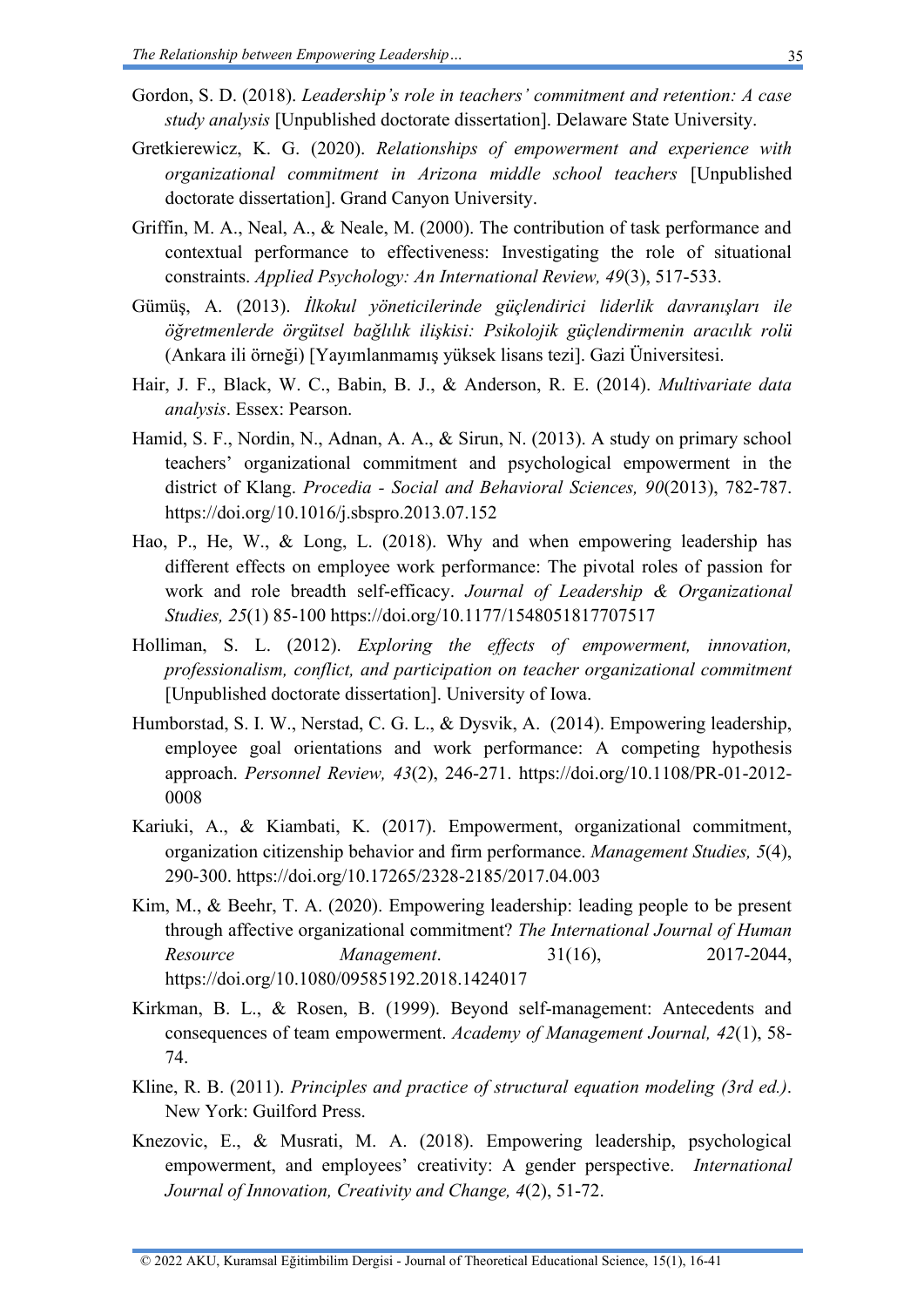Gordon, S. D. (2018). *Leadership's role in teachers' commitment and retention: A case study analysis* [Unpublished doctorate dissertation]. Delaware State University.

Gretkierewicz, K. G. (2020). *Relationships of empowerment and experience with organizational commitment in Arizona middle school teachers* [Unpublished doctorate dissertation]. Grand Canyon University.

Griffin, M. A., Neal, A., & Neale, M. (2000). The contribution of task performance and contextual performance to effectiveness: Investigating the role of situational constraints. *Applied Psychology: An International Review, 49*(3), 517-533.

Gümüş, A. (2013). *İlkokul yöneticilerinde güçlendirici liderlik davranışları ile öğretmenlerde örgütsel bağlılık ilişkisi: Psikolojik güçlendirmenin aracılık rolü* (Ankara ili örneği) [Yayımlanmamış yüksek lisans tezi]. Gazi Üniversitesi.

Hair, J. F., Black, W. C., Babin, B. J., & Anderson, R. E. (2014). *Multivariate data analysis*. Essex: Pearson.

Hamid, S. F., Nordin, N., Adnan, A. A., & Sirun, N. (2013). A study on primary school teachers' organizational commitment and psychological empowerment in the district of Klang. *Procedia - Social and Behavioral Sciences, 90*(2013), 782-787. https://doi.org/10.1016/j.sbspro.2013.07.152

Hao, P., He, W., & Long, L. (2018). Why and when empowering leadership has different effects on employee work performance: The pivotal roles of passion for work and role breadth self-efficacy. *Journal of Leadership & Organizational Studies, 25*(1) 85-100 https://doi.org/10.1177/1548051817707517

Holliman, S. L. (2012). *Exploring the effects of empowerment, innovation, professionalism, conflict, and participation on teacher organizational commitment* [Unpublished doctorate dissertation]. University of Iowa.

Humborstad, S. I. W., Nerstad, C. G. L., & Dysvik, A. (2014). Empowering leadership, employee goal orientations and work performance: A competing hypothesis approach. *Personnel Review, 43*(2), 246-271. https://doi.org/10.1108/PR-01-2012-0008

Kariuki, A., & Kiambati, K. (2017). Empowerment, organizational commitment, organization citizenship behavior and firm performance. *Management Studies, 5*(4), 290-300. https://doi.org/10.17265/2328-2185/2017.04.003

Kim, M., & Beehr, T. A. (2020). Empowering leadership: leading people to be present through affective organizational commitment? *The International Journal of Human Resource Management*. 31(16), 2017-2044, https://doi.org/10.1080/09585192.2018.1424017

Kirkman, B. L., & Rosen, B. (1999). Beyond self-management: Antecedents and consequences of team empowerment. *Academy of Management Journal, 42*(1), 58-74.

Kline, R. B. (2011). *Principles and practice of structural equation modeling (3rd ed.)*. New York: Guilford Press.

Knezovic, E., & Musrati, M. A. (2018). Empowering leadership, psychological empowerment, and employees' creativity: A gender perspective. *International Journal of Innovation, Creativity and Change, 4*(2), 51-72.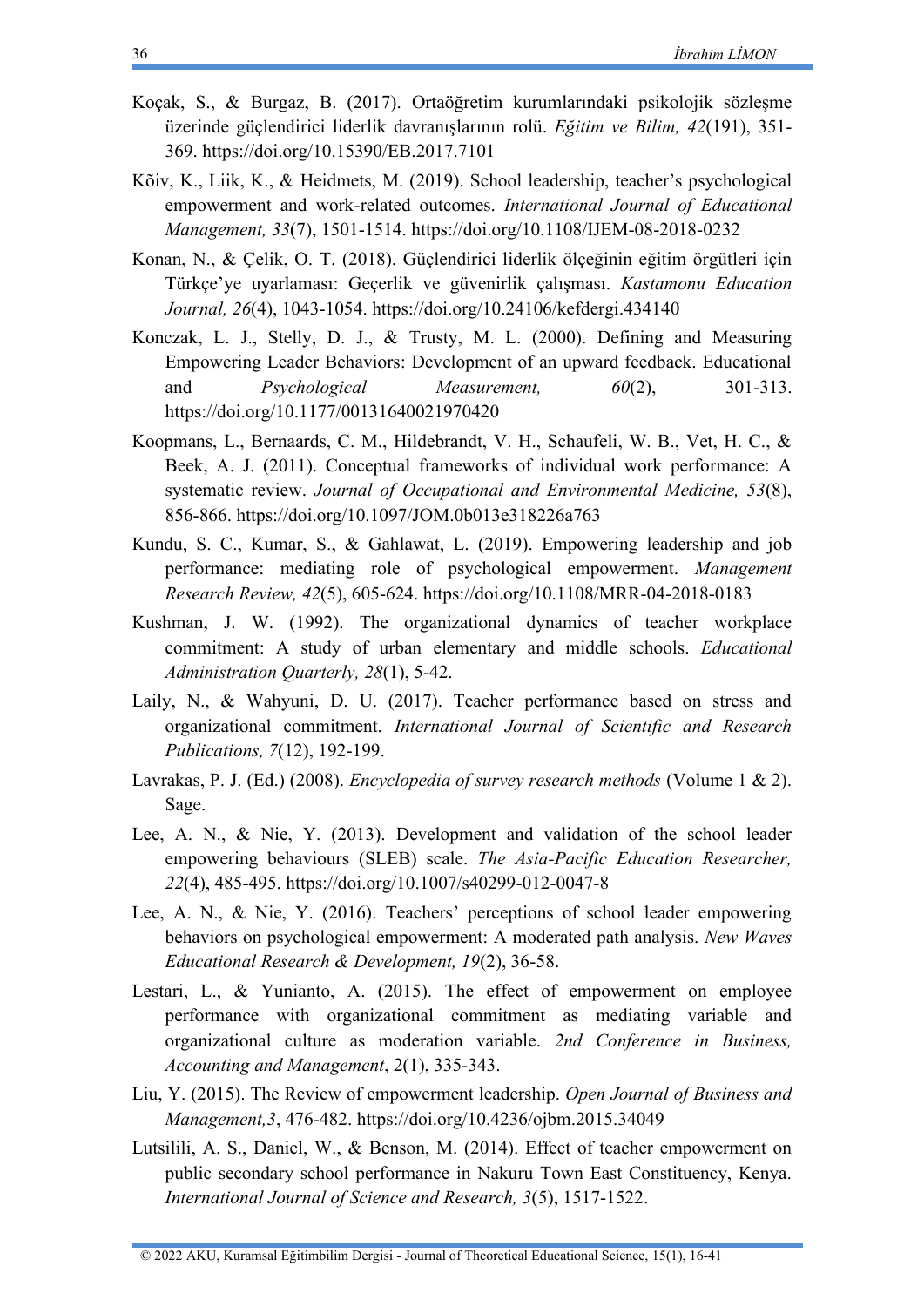Koçak, S., & Burgaz, B. (2017). Ortaöğretim kurumlarındaki psikolojik sözleşme üzerinde güçlendirici liderlik davranışlarının rolü. *Eğitim ve Bilim, 42*(191), 351-369. https://doi.org/10.15390/EB.2017.7101

Kõiv, K., Liik, K., & Heidmets, M. (2019). School leadership, teacher's psychological empowerment and work-related outcomes. *International Journal of Educational Management, 33*(7), 1501-1514. https://doi.org/10.1108/IJEM-08-2018-0232

Konan, N., & Çelik, O. T. (2018). Güçlendirici liderlik ölçeğinin eğitim örgütleri için Türkçe'ye uyarlaması: Geçerlik ve güvenirlik çalışması. *Kastamonu Education Journal, 26*(4), 1043-1054. https://doi.org/10.24106/kefdergi.434140

Konczak, L. J., Stelly, D. J., & Trusty, M. L. (2000). Defining and Measuring Empowering Leader Behaviors: Development of an upward feedback. Educational and *Psychological Measurement, 60*(2), 301-313. https://doi.org/10.1177/00131640021970420

Koopmans, L., Bernaards, C. M., Hildebrandt, V. H., Schaufeli, W. B., Vet, H. C., & Beek, A. J. (2011). Conceptual frameworks of individual work performance: A systematic review. *Journal of Occupational and Environmental Medicine, 53*(8), 856-866. https://doi.org/10.1097/JOM.0b013e318226a763

Kundu, S. C., Kumar, S., & Gahlawat, L. (2019). Empowering leadership and job performance: mediating role of psychological empowerment. *Management Research Review, 42*(5), 605-624. https://doi.org/10.1108/MRR-04-2018-0183

Kushman, J. W. (1992). The organizational dynamics of teacher workplace commitment: A study of urban elementary and middle schools. *Educational Administration Quarterly, 28*(1), 5-42.

Laily, N., & Wahyuni, D. U. (2017). Teacher performance based on stress and organizational commitment. *International Journal of Scientific and Research Publications, 7*(12), 192-199.

Lavrakas, P. J. (Ed.) (2008). *Encyclopedia of survey research methods* (Volume 1 & 2). Sage.

Lee, A. N., & Nie, Y. (2013). Development and validation of the school leader empowering behaviours (SLEB) scale. *The Asia-Pacific Education Researcher, 22*(4), 485-495. https://doi.org/10.1007/s40299-012-0047-8

Lee, A. N., & Nie, Y. (2016). Teachers' perceptions of school leader empowering behaviors on psychological empowerment: A moderated path analysis. *New Waves Educational Research & Development, 19*(2), 36-58.

Lestari, L., & Yunianto, A. (2015). The effect of empowerment on employee performance with organizational commitment as mediating variable and organizational culture as moderation variable. *2nd Conference in Business, Accounting and Management*, 2(1), 335-343.

Liu, Y. (2015). The Review of empowerment leadership. *Open Journal of Business and Management,3*, 476-482. https://doi.org/10.4236/ojbm.2015.34049

Lutsilili, A. S., Daniel, W., & Benson, M. (2014). Effect of teacher empowerment on public secondary school performance in Nakuru Town East Constituency, Kenya. *International Journal of Science and Research, 3*(5), 1517-1522.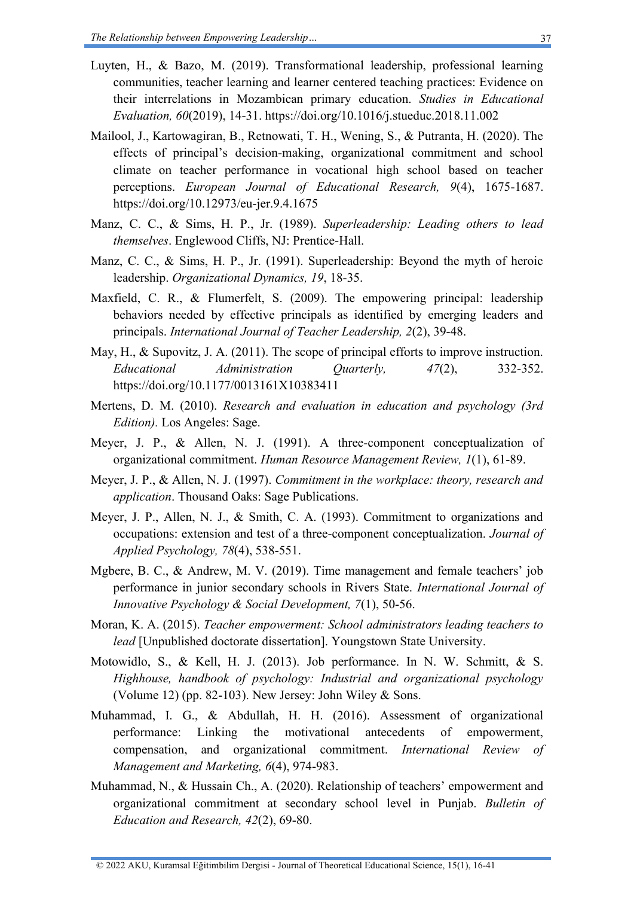Luyten, H., & Bazo, M. (2019). Transformational leadership, professional learning communities, teacher learning and learner centered teaching practices: Evidence on their interrelations in Mozambican primary education. *Studies in Educational Evaluation, 60*(2019), 14-31. https://doi.org/10.1016/j.stueduc.2018.11.002

Mailool, J., Kartowagiran, B., Retnowati, T. H., Wening, S., & Putranta, H. (2020). The effects of principal's decision-making, organizational commitment and school climate on teacher performance in vocational high school based on teacher perceptions. *European Journal of Educational Research, 9*(4), 1675-1687. https://doi.org/10.12973/eu-jer.9.4.1675

Manz, C. C., & Sims, H. P., Jr. (1989). *Superleadership: Leading others to lead themselves*. Englewood Cliffs, NJ: Prentice-Hall.

Manz, C. C., & Sims, H. P., Jr. (1991). Superleadership: Beyond the myth of heroic leadership. *Organizational Dynamics, 19*, 18-35.

Maxfield, C. R., & Flumerfelt, S. (2009). The empowering principal: leadership behaviors needed by effective principals as identified by emerging leaders and principals. *International Journal of Teacher Leadership, 2*(2), 39-48.

May, H., & Supovitz, J. A. (2011). The scope of principal efforts to improve instruction. *Educational Administration Quarterly, 47*(2), 332-352. https://doi.org/10.1177/0013161X10383411

Mertens, D. M. (2010). *Research and evaluation in education and psychology (3rd Edition).* Los Angeles: Sage.

Meyer, J. P., & Allen, N. J. (1991). A three-component conceptualization of organizational commitment. *Human Resource Management Review, 1*(1), 61-89.

Meyer, J. P., & Allen, N. J. (1997). *Commitment in the workplace: theory, research and application*. Thousand Oaks: Sage Publications.

Meyer, J. P., Allen, N. J., & Smith, C. A. (1993). Commitment to organizations and occupations: extension and test of a three-component conceptualization. *Journal of Applied Psychology, 78*(4), 538-551.

Mgbere, B. C., & Andrew, M. V. (2019). Time management and female teachers' job performance in junior secondary schools in Rivers State. *International Journal of Innovative Psychology & Social Development, 7*(1), 50-56.

Moran, K. A. (2015). *Teacher empowerment: School administrators leading teachers to lead* [Unpublished doctorate dissertation]. Youngstown State University.

Motowidlo, S., & Kell, H. J. (2013). Job performance. In N. W. Schmitt, & S. *Highhouse, handbook of psychology: Industrial and organizational psychology* (Volume 12) (pp. 82-103). New Jersey: John Wiley & Sons.

Muhammad, I. G., & Abdullah, H. H. (2016). Assessment of organizational performance: Linking the motivational antecedents of empowerment, compensation, and organizational commitment. *International Review of Management and Marketing, 6*(4), 974-983.

Muhammad, N., & Hussain Ch., A. (2020). Relationship of teachers' empowerment and organizational commitment at secondary school level in Punjab. *Bulletin of Education and Research, 42*(2), 69-80.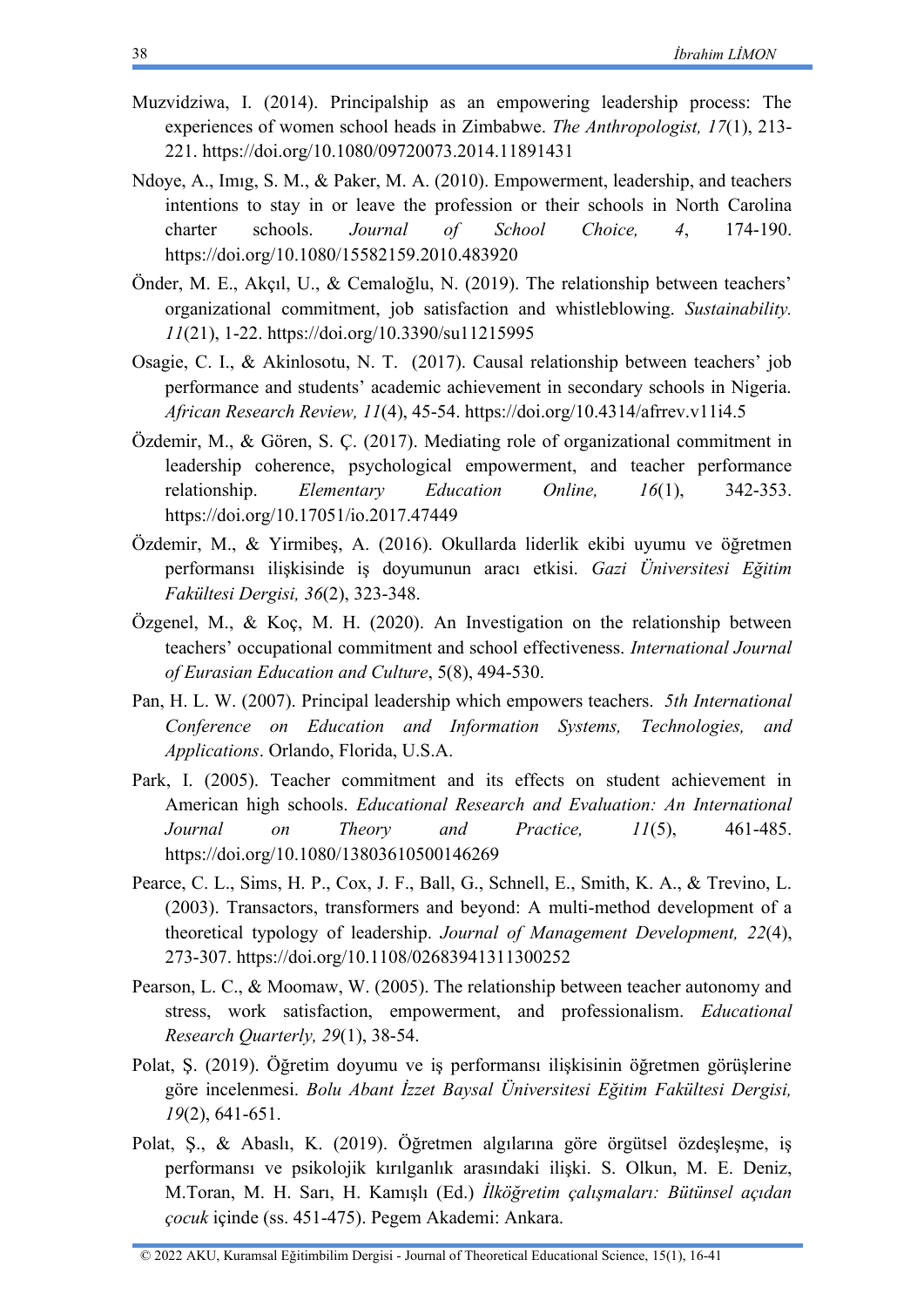Muzvidziwa, I. (2014). Principalship as an empowering leadership process: The experiences of women school heads in Zimbabwe. *The Anthropologist, 17*(1), 213-221. https://doi.org/10.1080/09720073.2014.11891431

Ndoye, A., Imıg, S. M., & Paker, M. A. (2010). Empowerment, leadership, and teachers intentions to stay in or leave the profession or their schools in North Carolina charter schools. *Journal of School Choice, 4*, 174-190. https://doi.org/10.1080/15582159.2010.483920

Önder, M. E., Akçıl, U., & Cemaloğlu, N. (2019). The relationship between teachers' organizational commitment, job satisfaction and whistleblowing. *Sustainability. 11*(21), 1-22. https://doi.org/10.3390/su11215995

Osagie, C. I., & Akinlosotu, N. T. (2017). Causal relationship between teachers' job performance and students' academic achievement in secondary schools in Nigeria. *African Research Review, 11*(4), 45-54. https://doi.org/10.4314/afrrev.v11i4.5

Özdemir, M., & Gören, S. Ç. (2017). Mediating role of organizational commitment in leadership coherence, psychological empowerment, and teacher performance relationship. *Elementary Education Online, 16*(1), 342-353. https://doi.org/10.17051/io.2017.47449

Özdemir, M., & Yirmibeş, A. (2016). Okullarda liderlik ekibi uyumu ve öğretmen performansı ilişkisinde iş doyumunun aracı etkisi. *Gazi Üniversitesi Eğitim Fakültesi Dergisi, 36*(2), 323-348.

Özgenel, M., & Koç, M. H. (2020). An Investigation on the relationship between teachers' occupational commitment and school effectiveness. *International Journal of Eurasian Education and Culture*, 5(8), 494-530.

Pan, H. L. W. (2007). Principal leadership which empowers teachers. *5th International Conference on Education and Information Systems, Technologies, and Applications*. Orlando, Florida, U.S.A.

Park, I. (2005). Teacher commitment and its effects on student achievement in American high schools. *Educational Research and Evaluation: An International Journal on Theory and Practice, 11*(5), 461-485. https://doi.org/10.1080/13803610500146269

Pearce, C. L., Sims, H. P., Cox, J. F., Ball, G., Schnell, E., Smith, K. A., & Trevino, L. (2003). Transactors, transformers and beyond: A multi-method development of a theoretical typology of leadership. *Journal of Management Development, 22*(4), 273-307. https://doi.org/10.1108/02683941311300252

Pearson, L. C., & Moomaw, W. (2005). The relationship between teacher autonomy and stress, work satisfaction, empowerment, and professionalism. *Educational Research Quarterly, 29*(1), 38-54.

Polat, Ş. (2019). Öğretim doyumu ve iş performansı ilişkisinin öğretmen görüşlerine göre incelenmesi. *Bolu Abant İzzet Baysal Üniversitesi Eğitim Fakültesi Dergisi, 19*(2), 641-651.

Polat, Ş., & Abaslı, K. (2019). Öğretmen algılarına göre örgütsel özdeşleşme, iş performansı ve psikolojik kırılganlık arasındaki ilişki. S. Olkun, M. E. Deniz, M.Toran, M. H. Sarı, H. Kamışlı (Ed.) *İlköğretim çalışmaları: Bütünsel açıdan çocuk* içinde (ss. 451-475). Pegem Akademi: Ankara.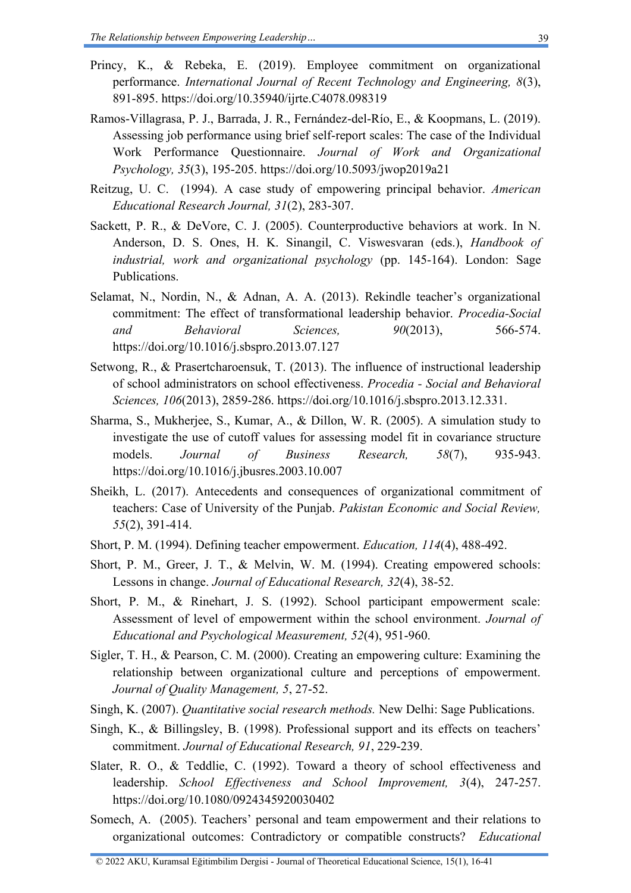Princy, K., & Rebeka, E. (2019). Employee commitment on organizational performance. *International Journal of Recent Technology and Engineering, 8*(3), 891-895. https://doi.org/10.35940/ijrte.C4078.098319

Ramos-Villagrasa, P. J., Barrada, J. R., Fernández-del-Río, E., & Koopmans, L. (2019). Assessing job performance using brief self-report scales: The case of the Individual Work Performance Questionnaire. *Journal of Work and Organizational Psychology, 35*(3), 195-205. https://doi.org/10.5093/jwop2019a21

Reitzug, U. C. (1994). A case study of empowering principal behavior. *American Educational Research Journal, 31*(2), 283-307.

Sackett, P. R., & DeVore, C. J. (2005). Counterproductive behaviors at work. In N. Anderson, D. S. Ones, H. K. Sinangil, C. Viswesvaran (eds.), *Handbook of industrial, work and organizational psychology* (pp. 145-164). London: Sage Publications.

Selamat, N., Nordin, N., & Adnan, A. A. (2013). Rekindle teacher's organizational commitment: The effect of transformational leadership behavior. *Procedia-Social and Behavioral Sciences, 90*(2013), 566-574. https://doi.org/10.1016/j.sbspro.2013.07.127

Setwong, R., & Prasertcharoensuk, T. (2013). The influence of instructional leadership of school administrators on school effectiveness. *Procedia - Social and Behavioral Sciences, 106*(2013), 2859-286. https://doi.org/10.1016/j.sbspro.2013.12.331.

Sharma, S., Mukherjee, S., Kumar, A., & Dillon, W. R. (2005). A simulation study to investigate the use of cutoff values for assessing model fit in covariance structure models. *Journal of Business Research, 58*(7), 935-943. https://doi.org/10.1016/j.jbusres.2003.10.007

Sheikh, L. (2017). Antecedents and consequences of organizational commitment of teachers: Case of University of the Punjab. *Pakistan Economic and Social Review, 55*(2), 391-414.

Short, P. M. (1994). Defining teacher empowerment. *Education, 114*(4), 488-492.

Short, P. M., Greer, J. T., & Melvin, W. M. (1994). Creating empowered schools: Lessons in change. *Journal of Educational Research, 32*(4), 38-52.

Short, P. M., & Rinehart, J. S. (1992). School participant empowerment scale: Assessment of level of empowerment within the school environment. *Journal of Educational and Psychological Measurement, 52*(4), 951-960.

Sigler, T. H., & Pearson, C. M. (2000). Creating an empowering culture: Examining the relationship between organizational culture and perceptions of empowerment. *Journal of Quality Management, 5*, 27-52.

Singh, K. (2007). *Quantitative social research methods.* New Delhi: Sage Publications.

Singh, K., & Billingsley, B. (1998). Professional support and its effects on teachers' commitment. *Journal of Educational Research, 91*, 229-239.

Slater, R. O., & Teddlie, C. (1992). Toward a theory of school effectiveness and leadership. *School Effectiveness and School Improvement, 3*(4), 247-257. https://doi.org/10.1080/0924345920030402

Somech, A. (2005). Teachers' personal and team empowerment and their relations to organizational outcomes: Contradictory or compatible constructs? *Educational*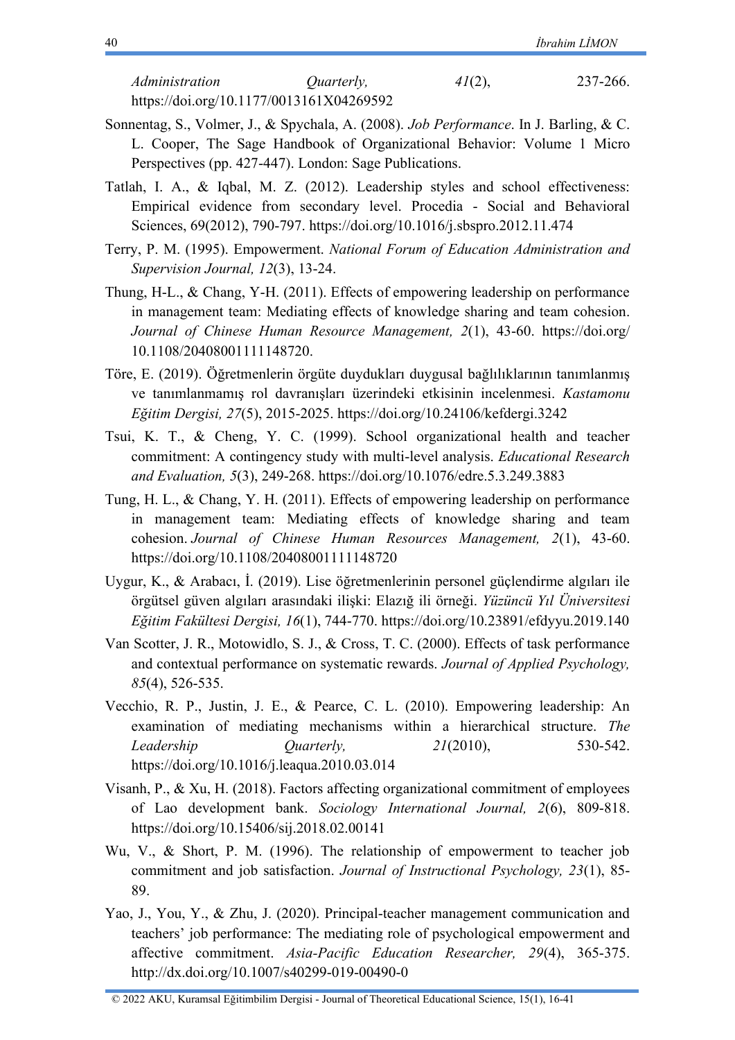*Administration Quarterly, 41*(2), 237-266. https://doi.org/10.1177/0013161X04269592

Sonnentag, S., Volmer, J., & Spychala, A. (2008). *Job Performance*. In J. Barling, & C. L. Cooper, The Sage Handbook of Organizational Behavior: Volume 1 Micro Perspectives (pp. 427-447). London: Sage Publications.

Tatlah, I. A., & Iqbal, M. Z. (2012). Leadership styles and school effectiveness: Empirical evidence from secondary level. Procedia - Social and Behavioral Sciences, 69(2012), 790-797. https://doi.org/10.1016/j.sbspro.2012.11.474

Terry, P. M. (1995). Empowerment. *National Forum of Education Administration and Supervision Journal, 12*(3), 13-24.

Thung, H-L., & Chang, Y-H. (2011). Effects of empowering leadership on performance in management team: Mediating effects of knowledge sharing and team cohesion. *Journal of Chinese Human Resource Management, 2*(1), 43-60. https://doi.org/10.1108/20408001111148720.

Töre, E. (2019). Öğretmenlerin örgüte duydukları duygusal bağlılıklarının tanımlanmış ve tanımlanmamış rol davranışları üzerindeki etkisinin incelenmesi. *Kastamonu Eğitim Dergisi, 27*(5), 2015-2025. https://doi.org/10.24106/kefdergi.3242

Tsui, K. T., & Cheng, Y. C. (1999). School organizational health and teacher commitment: A contingency study with multi-level analysis. *Educational Research and Evaluation, 5*(3), 249-268. https://doi.org/10.1076/edre.5.3.249.3883

Tung, H. L., & Chang, Y. H. (2011). Effects of empowering leadership on performance in management team: Mediating effects of knowledge sharing and team cohesion. *Journal of Chinese Human Resources Management, 2*(1), 43-60. https://doi.org/10.1108/20408001111148720

Uygur, K., & Arabacı, İ. (2019). Lise öğretmenlerinin personel güçlendirme algıları ile örgütsel güven algıları arasındaki ilişki: Elazığ ili örneği. *Yüzüncü Yıl Üniversitesi Eğitim Fakültesi Dergisi, 16*(1), 744-770. https://doi.org/10.23891/efdyyu.2019.140

Van Scotter, J. R., Motowidlo, S. J., & Cross, T. C. (2000). Effects of task performance and contextual performance on systematic rewards. *Journal of Applied Psychology, 85*(4), 526-535.

Vecchio, R. P., Justin, J. E., & Pearce, C. L. (2010). Empowering leadership: An examination of mediating mechanisms within a hierarchical structure. *The Leadership Quarterly, 21*(2010), 530-542. https://doi.org/10.1016/j.leaqua.2010.03.014

Visanh, P., & Xu, H. (2018). Factors affecting organizational commitment of employees of Lao development bank. *Sociology International Journal, 2*(6), 809-818. https://doi.org/10.15406/sij.2018.02.00141

Wu, V., & Short, P. M. (1996). The relationship of empowerment to teacher job commitment and job satisfaction. *Journal of Instructional Psychology, 23*(1), 85-89.

Yao, J., You, Y., & Zhu, J. (2020). Principal-teacher management communication and teachers' job performance: The mediating role of psychological empowerment and affective commitment. *Asia-Pacific Education Researcher, 29*(4), 365-375. http://dx.doi.org/10.1007/s40299-019-00490-0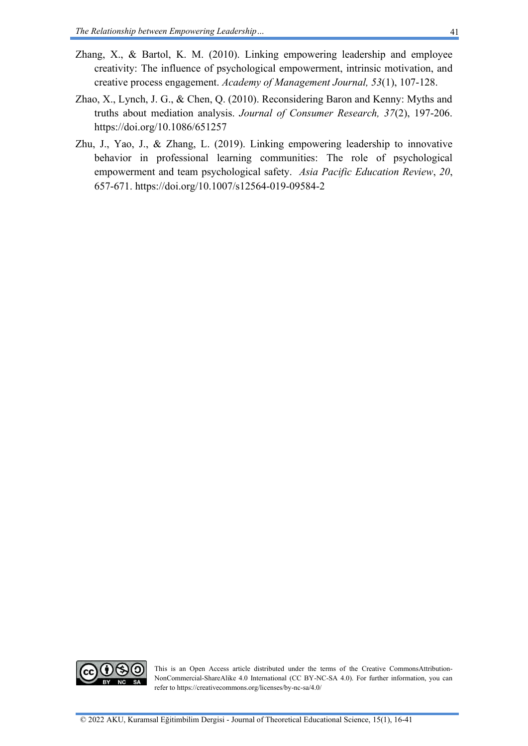Zhang, X., & Bartol, K. M. (2010). Linking empowering leadership and employee creativity: The influence of psychological empowerment, intrinsic motivation, and creative process engagement. *Academy of Management Journal, 53*(1), 107-128.

Zhao, X., Lynch, J. G., & Chen, Q. (2010). Reconsidering Baron and Kenny: Myths and truths about mediation analysis. *Journal of Consumer Research, 37*(2), 197-206. https://doi.org/10.1086/651257

Zhu, J., Yao, J., & Zhang, L. (2019). Linking empowering leadership to innovative behavior in professional learning communities: The role of psychological empowerment and team psychological safety. *Asia Pacific Education Review*, *20*, 657-671. https://doi.org/10.1007/s12564-019-09584-2

This is an Open Access article distributed under the terms of the Creative CommonsAttribution-NonCommercial-ShareAlike 4.0 International (CC BY-NC-SA 4.0). For further information, you can refer to https://creativecommons.org/licenses/by-nc-sa/4.0/